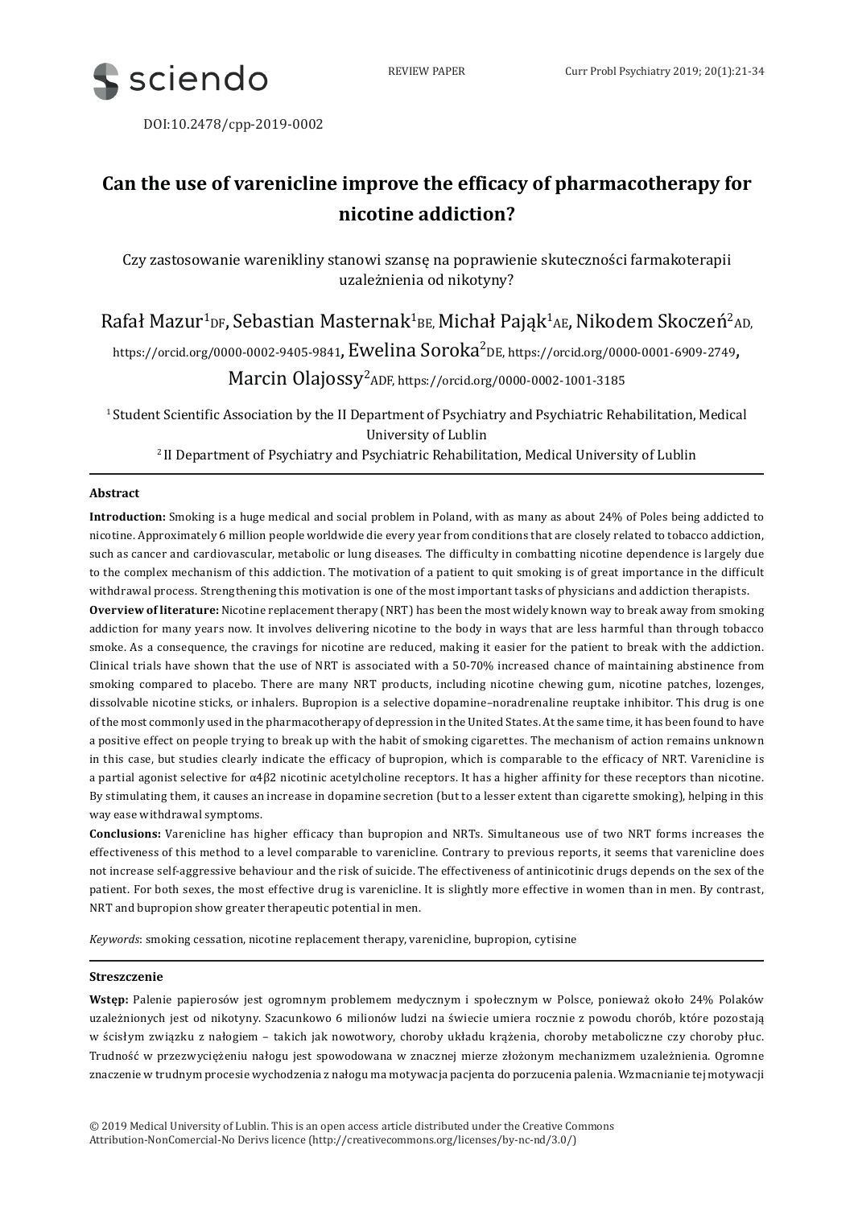DOI:10.2478/cpp-2019-0002

# Can the use of varenicline improve the efficacy of pharmacotherapy for nicotine addiction?

Czy zastosowanie warenikliny stanowi szansę na poprawienie skuteczności farmakoterapii uzależnienia od nikotyny?

Rafał Mazur[1DF], Sebastian Masternak[1BE], Michał Pająk[1AE], Nikodem Skoczeń[2AD], https://orcid.org/0000-0002-9405-9841, Ewelina Soroka[2DE], https://orcid.org/0000-0001-6909-2749, Marcin Olajossy[2ADF], https://orcid.org/0000-0002-1001-3185

[1] Student Scientific Association by the II Department of Psychiatry and Psychiatric Rehabilitation, Medical University of Lublin

[2] II Department of Psychiatry and Psychiatric Rehabilitation, Medical University of Lublin

## Abstract

**Introduction:** Smoking is a huge medical and social problem in Poland, with as many as about 24% of Poles being addicted to nicotine. Approximately 6 million people worldwide die every year from conditions that are closely related to tobacco addiction, such as cancer and cardiovascular, metabolic or lung diseases. The difficulty in combatting nicotine dependence is largely due to the complex mechanism of this addiction. The motivation of a patient to quit smoking is of great importance in the difficult withdrawal process. Strengthening this motivation is one of the most important tasks of physicians and addiction therapists.

**Overview of literature:** Nicotine replacement therapy (NRT) has been the most widely known way to break away from smoking addiction for many years now. It involves delivering nicotine to the body in ways that are less harmful than through tobacco smoke. As a consequence, the cravings for nicotine are reduced, making it easier for the patient to break with the addiction. Clinical trials have shown that the use of NRT is associated with a 50-70% increased chance of maintaining abstinence from smoking compared to placebo. There are many NRT products, including nicotine chewing gum, nicotine patches, lozenges, dissolvable nicotine sticks, or inhalers. Bupropion is a selective dopamine–noradrenaline reuptake inhibitor. This drug is one of the most commonly used in the pharmacotherapy of depression in the United States. At the same time, it has been found to have a positive effect on people trying to break up with the habit of smoking cigarettes. The mechanism of action remains unknown in this case, but studies clearly indicate the efficacy of bupropion, which is comparable to the efficacy of NRT. Varenicline is a partial agonist selective for $\alpha4\beta2$ nicotinic acetylcholine receptors. It has a higher affinity for these receptors than nicotine. By stimulating them, it causes an increase in dopamine secretion (but to a lesser extent than cigarette smoking), helping in this way ease withdrawal symptoms.

**Conclusions:** Varenicline has higher efficacy than bupropion and NRTs. Simultaneous use of two NRT forms increases the effectiveness of this method to a level comparable to varenicline. Contrary to previous reports, it seems that varenicline does not increase self-aggressive behaviour and the risk of suicide. The effectiveness of antinicotinic drugs depends on the sex of the patient. For both sexes, the most effective drug is varenicline. It is slightly more effective in women than in men. By contrast, NRT and bupropion show greater therapeutic potential in men.

*Keywords*: smoking cessation, nicotine replacement therapy, varenicline, bupropion, cytisine

## Streszczenie

**Wstęp:** Palenie papierosów jest ogromnym problemem medycznym i społecznym w Polsce, ponieważ około 24% Polaków uzależnionych jest od nikotyny. Szacunkowo 6 milionów ludzi na świecie umiera rocznie z powodu chorób, które pozostają w ścisłym związku z nałogiem – takich jak nowotwory, choroby układu krążenia, choroby metaboliczne czy choroby płuc. Trudność w przezwyciężeniu nałogu jest spowodowana w znacznej mierze złożonym mechanizmem uzależnienia. Ogromne znaczenie w trudnym procesie wychodzenia z nałogu ma motywacja pacjenta do porzucenia palenia. Wzmacnianie tej motywacji

© 2019 Medical University of Lublin. This is an open access article distributed under the Creative Commons Attribution-NonComercial-No Derivs licence (http://creativecommons.org/licenses/by-nc-nd/3.0/)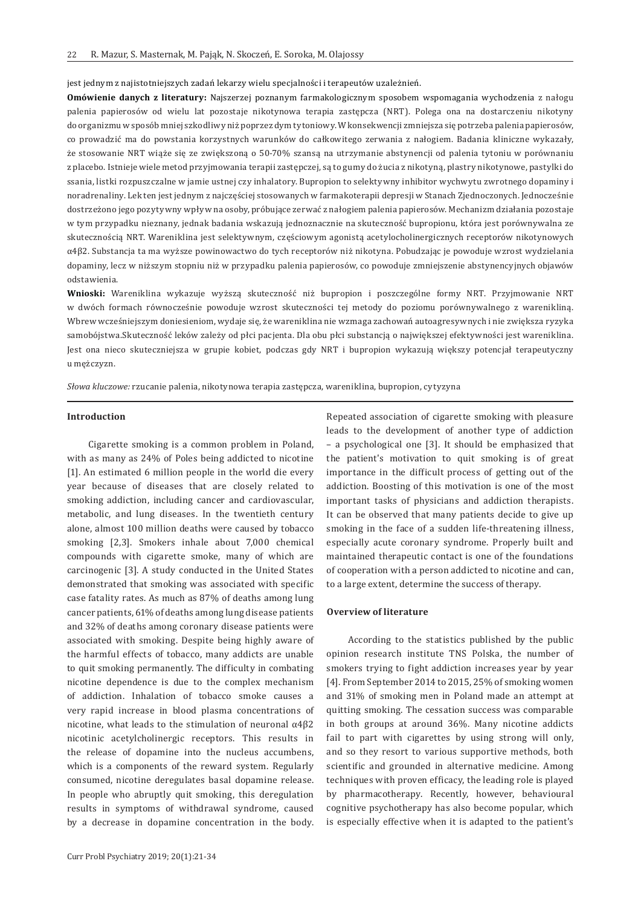jest jednym z najistotniejszych zadań lekarzy wielu specjalności i terapeutów uzależnień.

**Omówienie danych z literatury:** Najszerzej poznanym farmakologicznym sposobem wspomagania wychodzenia z nałogu palenia papierosów od wielu lat pozostaje nikotynowa terapia zastępcza (NRT). Polega ona na dostarczeniu nikotyny do organizmu w sposób mniej szkodliwy niż poprzez dym tytoniowy. W konsekwencji zmniejsza się potrzeba palenia papierosów, co prowadzić ma do powstania korzystnych warunków do całkowitego zerwania z nałogiem. Badania kliniczne wykazały, że stosowanie NRT wiąże się ze zwiększoną o 50-70% szansą na utrzymanie abstynencji od palenia tytoniu w porównaniu z placebo. Istnieje wiele metod przyjmowania terapii zastępczej, są to gumy do żucia z nikotyną, plastry nikotynowe, pastylki do ssania, listki rozpuszczalne w jamie ustnej czy inhalatory. Bupropion to selektywny inhibitor wychwytu zwrotnego dopaminy i noradrenaliny. Lek ten jest jednym z najczęściej stosowanych w farmakoterapii depresji w Stanach Zjednoczonych. Jednocześnie dostrzeżono jego pozytywny wpływ na osoby, próbujące zerwać z nałogiem palenia papierosów. Mechanizm działania pozostaje w tym przypadku nieznany, jednak badania wskazują jednoznacznie na skuteczność bupropionu, która jest porównywalna ze skutecznością NRT. Wareniklina jest selektywnym, częściowym agonistą acetylocholinergicznych receptorów nikotynowych α4β2. Substancja ta ma wyższe powinowactwo do tych receptorów niż nikotyna. Pobudzając je powoduje wzrost wydzielania dopaminy, lecz w niższym stopniu niż w przypadku palenia papierosów, co powoduje zmniejszenie abstynencyjnych objawów odstawienia.

**Wnioski:** Wareniklina wykazuje wyższą skuteczność niż bupropion i poszczególne formy NRT. Przyjmowanie NRT w dwóch formach równocześnie powoduje wzrost skuteczności tej metody do poziomu porównywalnego z warenikliną. Wbrew wcześniejszym doniesieniom, wydaje się, że wareniklina nie wzmaga zachowań autoagresywnych i nie zwiększa ryzyka samobójstwa.Skuteczność leków zależy od płci pacjenta. Dla obu płci substancją o największej efektywności jest wareniklina. Jest ona nieco skuteczniejsza w grupie kobiet, podczas gdy NRT i bupropion wykazują większy potencjał terapeutyczny u mężczyzn.

*Słowa kluczowe:* rzucanie palenia, nikotynowa terapia zastępcza, wareniklina, bupropion, cytyzyna

## Introduction

Cigarette smoking is a common problem in Poland, with as many as 24% of Poles being addicted to nicotine [1]. An estimated 6 million people in the world die every year because of diseases that are closely related to smoking addiction, including cancer and cardiovascular, metabolic, and lung diseases. In the twentieth century alone, almost 100 million deaths were caused by tobacco smoking [2,3]. Smokers inhale about 7,000 chemical compounds with cigarette smoke, many of which are carcinogenic [3]. A study conducted in the United States demonstrated that smoking was associated with specific case fatality rates. As much as 87% of deaths among lung cancer patients, 61% of deaths among lung disease patients and 32% of deaths among coronary disease patients were associated with smoking. Despite being highly aware of the harmful effects of tobacco, many addicts are unable to quit smoking permanently. The difficulty in combating nicotine dependence is due to the complex mechanism of addiction. Inhalation of tobacco smoke causes a very rapid increase in blood plasma concentrations of nicotine, what leads to the stimulation of neuronal α4β2 nicotinic acetylcholinergic receptors. This results in the release of dopamine into the nucleus accumbens, which is a components of the reward system. Regularly consumed, nicotine deregulates basal dopamine release. In people who abruptly quit smoking, this deregulation results in symptoms of withdrawal syndrome, caused by a decrease in dopamine concentration in the body. Repeated association of cigarette smoking with pleasure leads to the development of another type of addiction – a psychological one [3]. It should be emphasized that the patient's motivation to quit smoking is of great importance in the difficult process of getting out of the addiction. Boosting of this motivation is one of the most important tasks of physicians and addiction therapists. It can be observed that many patients decide to give up smoking in the face of a sudden life-threatening illness, especially acute coronary syndrome. Properly built and maintained therapeutic contact is one of the foundations of cooperation with a person addicted to nicotine and can, to a large extent, determine the success of therapy.

## Overview of literature

According to the statistics published by the public opinion research institute TNS Polska, the number of smokers trying to fight addiction increases year by year [4]. From September 2014 to 2015, 25% of smoking women and 31% of smoking men in Poland made an attempt at quitting smoking. The cessation success was comparable in both groups at around 36%. Many nicotine addicts fail to part with cigarettes by using strong will only, and so they resort to various supportive methods, both scientific and grounded in alternative medicine. Among techniques with proven efficacy, the leading role is played by pharmacotherapy. Recently, however, behavioural cognitive psychotherapy has also become popular, which is especially effective when it is adapted to the patient's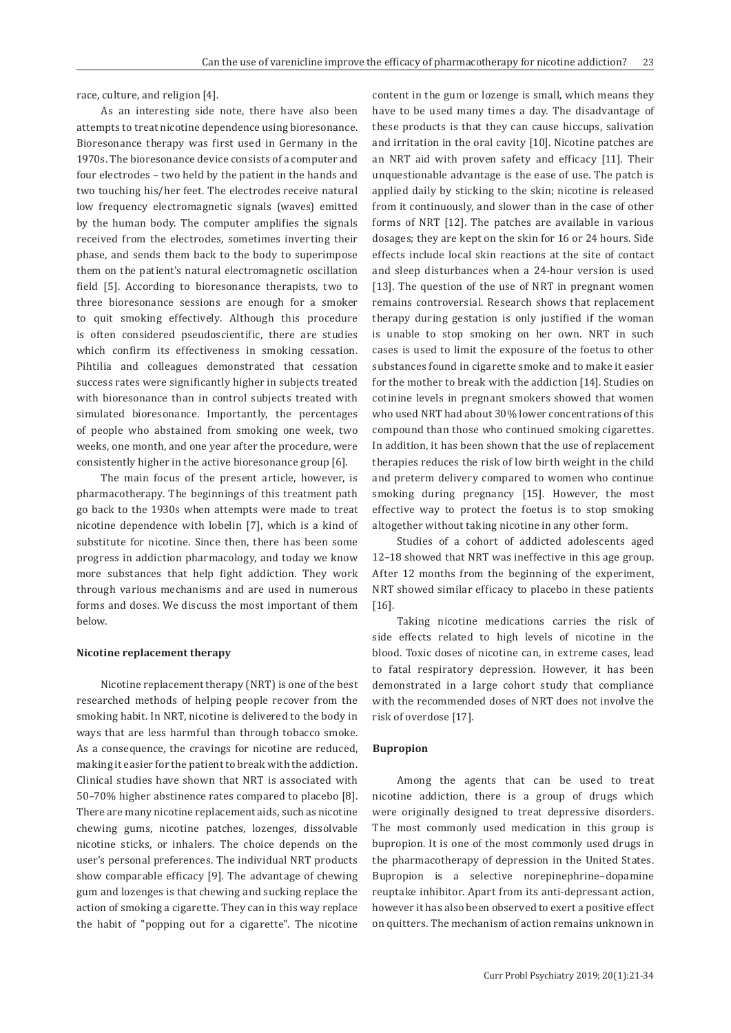race, culture, and religion [4].

As an interesting side note, there have also been attempts to treat nicotine dependence using bioresonance. Bioresonance therapy was first used in Germany in the 1970s. The bioresonance device consists of a computer and four electrodes – two held by the patient in the hands and two touching his/her feet. The electrodes receive natural low frequency electromagnetic signals (waves) emitted by the human body. The computer amplifies the signals received from the electrodes, sometimes inverting their phase, and sends them back to the body to superimpose them on the patient's natural electromagnetic oscillation field [5]. According to bioresonance therapists, two to three bioresonance sessions are enough for a smoker to quit smoking effectively. Although this procedure is often considered pseudoscientific, there are studies which confirm its effectiveness in smoking cessation. Pihtilia and colleagues demonstrated that cessation success rates were significantly higher in subjects treated with bioresonance than in control subjects treated with simulated bioresonance. Importantly, the percentages of people who abstained from smoking one week, two weeks, one month, and one year after the procedure, were consistently higher in the active bioresonance group [6].

The main focus of the present article, however, is pharmacotherapy. The beginnings of this treatment path go back to the 1930s when attempts were made to treat nicotine dependence with lobelin [7], which is a kind of substitute for nicotine. Since then, there has been some progress in addiction pharmacology, and today we know more substances that help fight addiction. They work through various mechanisms and are used in numerous forms and doses. We discuss the most important of them below.

### Nicotine replacement therapy

Nicotine replacement therapy (NRT) is one of the best researched methods of helping people recover from the smoking habit. In NRT, nicotine is delivered to the body in ways that are less harmful than through tobacco smoke. As a consequence, the cravings for nicotine are reduced, making it easier for the patient to break with the addiction. Clinical studies have shown that NRT is associated with 50–70% higher abstinence rates compared to placebo [8]. There are many nicotine replacement aids, such as nicotine chewing gums, nicotine patches, lozenges, dissolvable nicotine sticks, or inhalers. The choice depends on the user's personal preferences. The individual NRT products show comparable efficacy [9]. The advantage of chewing gum and lozenges is that chewing and sucking replace the action of smoking a cigarette. They can in this way replace the habit of "popping out for a cigarette". The nicotine content in the gum or lozenge is small, which means they have to be used many times a day. The disadvantage of these products is that they can cause hiccups, salivation and irritation in the oral cavity [10]. Nicotine patches are an NRT aid with proven safety and efficacy [11]. Their unquestionable advantage is the ease of use. The patch is applied daily by sticking to the skin; nicotine is released from it continuously, and slower than in the case of other forms of NRT [12]. The patches are available in various dosages; they are kept on the skin for 16 or 24 hours. Side effects include local skin reactions at the site of contact and sleep disturbances when a 24-hour version is used [13]. The question of the use of NRT in pregnant women remains controversial. Research shows that replacement therapy during gestation is only justified if the woman is unable to stop smoking on her own. NRT in such cases is used to limit the exposure of the foetus to other substances found in cigarette smoke and to make it easier for the mother to break with the addiction [14]. Studies on cotinine levels in pregnant smokers showed that women who used NRT had about 30% lower concentrations of this compound than those who continued smoking cigarettes. In addition, it has been shown that the use of replacement therapies reduces the risk of low birth weight in the child and preterm delivery compared to women who continue smoking during pregnancy [15]. However, the most effective way to protect the foetus is to stop smoking altogether without taking nicotine in any other form.

Studies of a cohort of addicted adolescents aged 12–18 showed that NRT was ineffective in this age group. After 12 months from the beginning of the experiment, NRT showed similar efficacy to placebo in these patients [16].

Taking nicotine medications carries the risk of side effects related to high levels of nicotine in the blood. Toxic doses of nicotine can, in extreme cases, lead to fatal respiratory depression. However, it has been demonstrated in a large cohort study that compliance with the recommended doses of NRT does not involve the risk of overdose [17].

### Bupropion

Among the agents that can be used to treat nicotine addiction, there is a group of drugs which were originally designed to treat depressive disorders. The most commonly used medication in this group is bupropion. It is one of the most commonly used drugs in the pharmacotherapy of depression in the United States. Bupropion is a selective norepinephrine–dopamine reuptake inhibitor. Apart from its anti-depressant action, however it has also been observed to exert a positive effect on quitters. The mechanism of action remains unknown in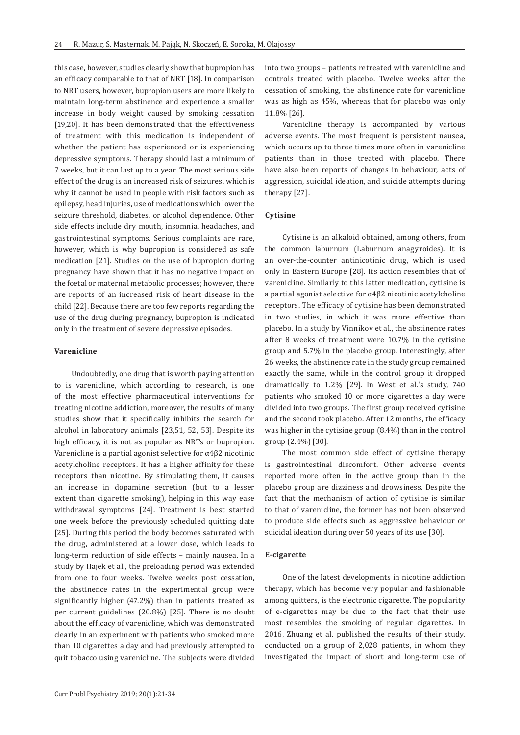this case, however, studies clearly show that bupropion has an efficacy comparable to that of NRT [18]. In comparison to NRT users, however, bupropion users are more likely to maintain long-term abstinence and experience a smaller increase in body weight caused by smoking cessation [19,20]. It has been demonstrated that the effectiveness of treatment with this medication is independent of whether the patient has experienced or is experiencing depressive symptoms. Therapy should last a minimum of 7 weeks, but it can last up to a year. The most serious side effect of the drug is an increased risk of seizures, which is why it cannot be used in people with risk factors such as epilepsy, head injuries, use of medications which lower the seizure threshold, diabetes, or alcohol dependence. Other side effects include dry mouth, insomnia, headaches, and gastrointestinal symptoms. Serious complaints are rare, however, which is why bupropion is considered as safe medication [21]. Studies on the use of bupropion during pregnancy have shown that it has no negative impact on the foetal or maternal metabolic processes; however, there are reports of an increased risk of heart disease in the child [22]. Because there are too few reports regarding the use of the drug during pregnancy, bupropion is indicated only in the treatment of severe depressive episodes.

#### Varenicline

Undoubtedly, one drug that is worth paying attention to is varenicline, which according to research, is one of the most effective pharmaceutical interventions for treating nicotine addiction, moreover, the results of many studies show that it specifically inhibits the search for alcohol in laboratory animals [23,51, 52, 53]. Despite its high efficacy, it is not as popular as NRTs or bupropion. Varenicline is a partial agonist selective for α4β2 nicotinic acetylcholine receptors. It has a higher affinity for these receptors than nicotine. By stimulating them, it causes an increase in dopamine secretion (but to a lesser extent than cigarette smoking), helping in this way ease withdrawal symptoms [24]. Treatment is best started one week before the previously scheduled quitting date [25]. During this period the body becomes saturated with the drug, administered at a lower dose, which leads to long-term reduction of side effects – mainly nausea. In a study by Hajek et al., the preloading period was extended from one to four weeks. Twelve weeks post cessation, the abstinence rates in the experimental group were significantly higher (47.2%) than in patients treated as per current guidelines (20.8%) [25]. There is no doubt about the efficacy of varenicline, which was demonstrated clearly in an experiment with patients who smoked more than 10 cigarettes a day and had previously attempted to quit tobacco using varenicline. The subjects were divided into two groups – patients retreated with varenicline and controls treated with placebo. Twelve weeks after the cessation of smoking, the abstinence rate for varenicline was as high as 45%, whereas that for placebo was only 11.8% [26].

Varenicline therapy is accompanied by various adverse events. The most frequent is persistent nausea, which occurs up to three times more often in varenicline patients than in those treated with placebo. There have also been reports of changes in behaviour, acts of aggression, suicidal ideation, and suicide attempts during therapy [27].

#### Cytisine

Cytisine is an alkaloid obtained, among others, from the common laburnum (Laburnum anagyroides). It is an over-the-counter antinicotinic drug, which is used only in Eastern Europe [28]. Its action resembles that of varenicline. Similarly to this latter medication, cytisine is a partial agonist selective for α4β2 nicotinic acetylcholine receptors. The efficacy of cytisine has been demonstrated in two studies, in which it was more effective than placebo. In a study by Vinnikov et al., the abstinence rates after 8 weeks of treatment were 10.7% in the cytisine group and 5.7% in the placebo group. Interestingly, after 26 weeks, the abstinence rate in the study group remained exactly the same, while in the control group it dropped dramatically to 1.2% [29]. In West et al.'s study, 740 patients who smoked 10 or more cigarettes a day were divided into two groups. The first group received cytisine and the second took placebo. After 12 months, the efficacy was higher in the cytisine group (8.4%) than in the control group (2.4%) [30].

The most common side effect of cytisine therapy is gastrointestinal discomfort. Other adverse events reported more often in the active group than in the placebo group are dizziness and drowsiness. Despite the fact that the mechanism of action of cytisine is similar to that of varenicline, the former has not been observed to produce side effects such as aggressive behaviour or suicidal ideation during over 50 years of its use [30].

#### E-cigarette

One of the latest developments in nicotine addiction therapy, which has become very popular and fashionable among quitters, is the electronic cigarette. The popularity of e-cigarettes may be due to the fact that their use most resembles the smoking of regular cigarettes. In 2016, Zhuang et al. published the results of their study, conducted on a group of 2,028 patients, in whom they investigated the impact of short and long-term use of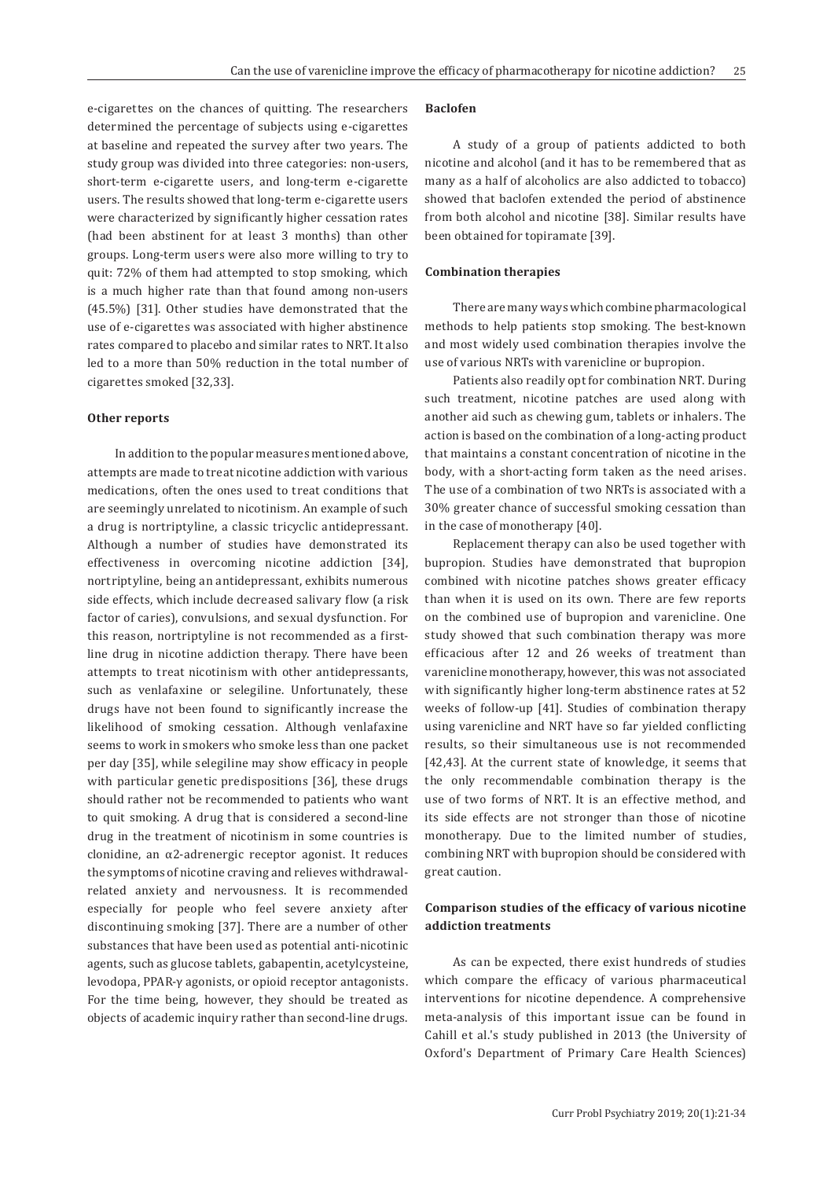e-cigarettes on the chances of quitting. The researchers determined the percentage of subjects using e-cigarettes at baseline and repeated the survey after two years. The study group was divided into three categories: non-users, short-term e-cigarette users, and long-term e-cigarette users. The results showed that long-term e-cigarette users were characterized by significantly higher cessation rates (had been abstinent for at least 3 months) than other groups. Long-term users were also more willing to try to quit: 72% of them had attempted to stop smoking, which is a much higher rate than that found among non-users (45.5%) [31]. Other studies have demonstrated that the use of e-cigarettes was associated with higher abstinence rates compared to placebo and similar rates to NRT. It also led to a more than 50% reduction in the total number of cigarettes smoked [32,33].

### Other reports

In addition to the popular measures mentioned above, attempts are made to treat nicotine addiction with various medications, often the ones used to treat conditions that are seemingly unrelated to nicotinism. An example of such a drug is nortriptyline, a classic tricyclic antidepressant. Although a number of studies have demonstrated its effectiveness in overcoming nicotine addiction [34], nortriptyline, being an antidepressant, exhibits numerous side effects, which include decreased salivary flow (a risk factor of caries), convulsions, and sexual dysfunction. For this reason, nortriptyline is not recommended as a first-line drug in nicotine addiction therapy. There have been attempts to treat nicotinism with other antidepressants, such as venlafaxine or selegiline. Unfortunately, these drugs have not been found to significantly increase the likelihood of smoking cessation. Although venlafaxine seems to work in smokers who smoke less than one packet per day [35], while selegiline may show efficacy in people with particular genetic predispositions [36], these drugs should rather not be recommended to patients who want to quit smoking. A drug that is considered a second-line drug in the treatment of nicotinism in some countries is clonidine, an α2-adrenergic receptor agonist. It reduces the symptoms of nicotine craving and relieves withdrawal-related anxiety and nervousness. It is recommended especially for people who feel severe anxiety after discontinuing smoking [37]. There are a number of other substances that have been used as potential anti-nicotinic agents, such as glucose tablets, gabapentin, acetylcysteine, levodopa, PPAR-γ agonists, or opioid receptor antagonists. For the time being, however, they should be treated as objects of academic inquiry rather than second-line drugs.

### Baclofen

A study of a group of patients addicted to both nicotine and alcohol (and it has to be remembered that as many as a half of alcoholics are also addicted to tobacco) showed that baclofen extended the period of abstinence from both alcohol and nicotine [38]. Similar results have been obtained for topiramate [39].

### Combination therapies

There are many ways which combine pharmacological methods to help patients stop smoking. The best-known and most widely used combination therapies involve the use of various NRTs with varenicline or bupropion.

Patients also readily opt for combination NRT. During such treatment, nicotine patches are used along with another aid such as chewing gum, tablets or inhalers. The action is based on the combination of a long-acting product that maintains a constant concentration of nicotine in the body, with a short-acting form taken as the need arises. The use of a combination of two NRTs is associated with a 30% greater chance of successful smoking cessation than in the case of monotherapy [40].

Replacement therapy can also be used together with bupropion. Studies have demonstrated that bupropion combined with nicotine patches shows greater efficacy than when it is used on its own. There are few reports on the combined use of bupropion and varenicline. One study showed that such combination therapy was more efficacious after 12 and 26 weeks of treatment than varenicline monotherapy, however, this was not associated with significantly higher long-term abstinence rates at 52 weeks of follow-up [41]. Studies of combination therapy using varenicline and NRT have so far yielded conflicting results, so their simultaneous use is not recommended [42,43]. At the current state of knowledge, it seems that the only recommendable combination therapy is the use of two forms of NRT. It is an effective method, and its side effects are not stronger than those of nicotine monotherapy. Due to the limited number of studies, combining NRT with bupropion should be considered with great caution.

### Comparison studies of the efficacy of various nicotine addiction treatments

As can be expected, there exist hundreds of studies which compare the efficacy of various pharmaceutical interventions for nicotine dependence. A comprehensive meta-analysis of this important issue can be found in Cahill et al.'s study published in 2013 (the University of Oxford's Department of Primary Care Health Sciences)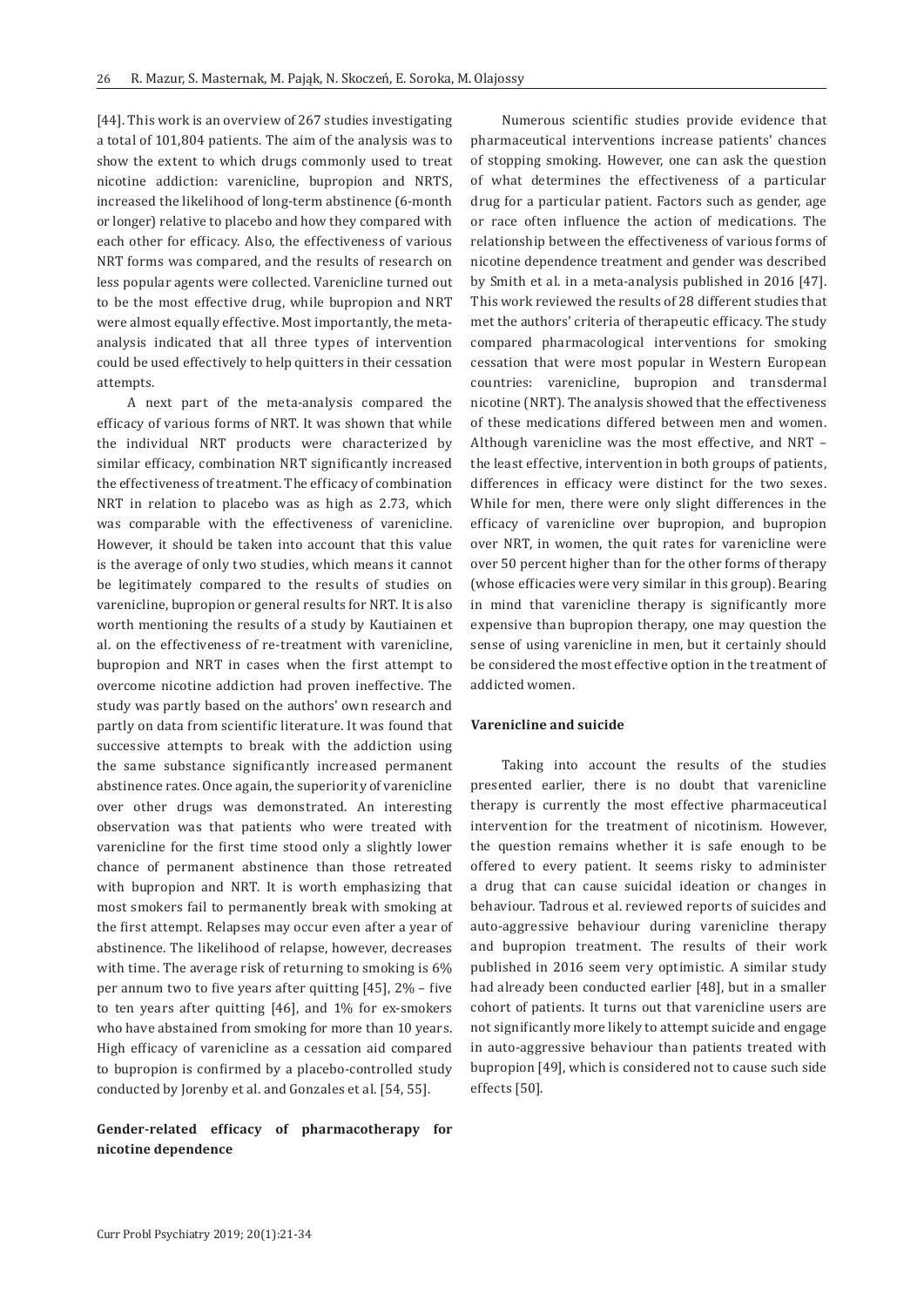[44]. This work is an overview of 267 studies investigating a total of 101,804 patients. The aim of the analysis was to show the extent to which drugs commonly used to treat nicotine addiction: varenicline, bupropion and NRTS, increased the likelihood of long-term abstinence (6-month or longer) relative to placebo and how they compared with each other for efficacy. Also, the effectiveness of various NRT forms was compared, and the results of research on less popular agents were collected. Varenicline turned out to be the most effective drug, while bupropion and NRT were almost equally effective. Most importantly, the meta-analysis indicated that all three types of intervention could be used effectively to help quitters in their cessation attempts.

A next part of the meta-analysis compared the efficacy of various forms of NRT. It was shown that while the individual NRT products were characterized by similar efficacy, combination NRT significantly increased the effectiveness of treatment. The efficacy of combination NRT in relation to placebo was as high as 2.73, which was comparable with the effectiveness of varenicline. However, it should be taken into account that this value is the average of only two studies, which means it cannot be legitimately compared to the results of studies on varenicline, bupropion or general results for NRT. It is also worth mentioning the results of a study by Kautiainen et al. on the effectiveness of re-treatment with varenicline, bupropion and NRT in cases when the first attempt to overcome nicotine addiction had proven ineffective. The study was partly based on the authors' own research and partly on data from scientific literature. It was found that successive attempts to break with the addiction using the same substance significantly increased permanent abstinence rates. Once again, the superiority of varenicline over other drugs was demonstrated. An interesting observation was that patients who were treated with varenicline for the first time stood only a slightly lower chance of permanent abstinence than those retreated with bupropion and NRT. It is worth emphasizing that most smokers fail to permanently break with smoking at the first attempt. Relapses may occur even after a year of abstinence. The likelihood of relapse, however, decreases with time. The average risk of returning to smoking is 6% per annum two to five years after quitting [45], 2% – five to ten years after quitting [46], and 1% for ex-smokers who have abstained from smoking for more than 10 years. High efficacy of varenicline as a cessation aid compared to bupropion is confirmed by a placebo-controlled study conducted by Jorenby et al. and Gonzales et al. [54, 55].

**Gender-related efficacy of pharmacotherapy for nicotine dependence**

Numerous scientific studies provide evidence that pharmaceutical interventions increase patients' chances of stopping smoking. However, one can ask the question of what determines the effectiveness of a particular drug for a particular patient. Factors such as gender, age or race often influence the action of medications. The relationship between the effectiveness of various forms of nicotine dependence treatment and gender was described by Smith et al. in a meta-analysis published in 2016 [47]. This work reviewed the results of 28 different studies that met the authors' criteria of therapeutic efficacy. The study compared pharmacological interventions for smoking cessation that were most popular in Western European countries: varenicline, bupropion and transdermal nicotine (NRT). The analysis showed that the effectiveness of these medications differed between men and women. Although varenicline was the most effective, and NRT – the least effective, intervention in both groups of patients, differences in efficacy were distinct for the two sexes. While for men, there were only slight differences in the efficacy of varenicline over bupropion, and bupropion over NRT, in women, the quit rates for varenicline were over 50 percent higher than for the other forms of therapy (whose efficacies were very similar in this group). Bearing in mind that varenicline therapy is significantly more expensive than bupropion therapy, one may question the sense of using varenicline in men, but it certainly should be considered the most effective option in the treatment of addicted women.

**Varenicline and suicide**

Taking into account the results of the studies presented earlier, there is no doubt that varenicline therapy is currently the most effective pharmaceutical intervention for the treatment of nicotinism. However, the question remains whether it is safe enough to be offered to every patient. It seems risky to administer a drug that can cause suicidal ideation or changes in behaviour. Tadrous et al. reviewed reports of suicides and auto-aggressive behaviour during varenicline therapy and bupropion treatment. The results of their work published in 2016 seem very optimistic. A similar study had already been conducted earlier [48], but in a smaller cohort of patients. It turns out that varenicline users are not significantly more likely to attempt suicide and engage in auto-aggressive behaviour than patients treated with bupropion [49], which is considered not to cause such side effects [50].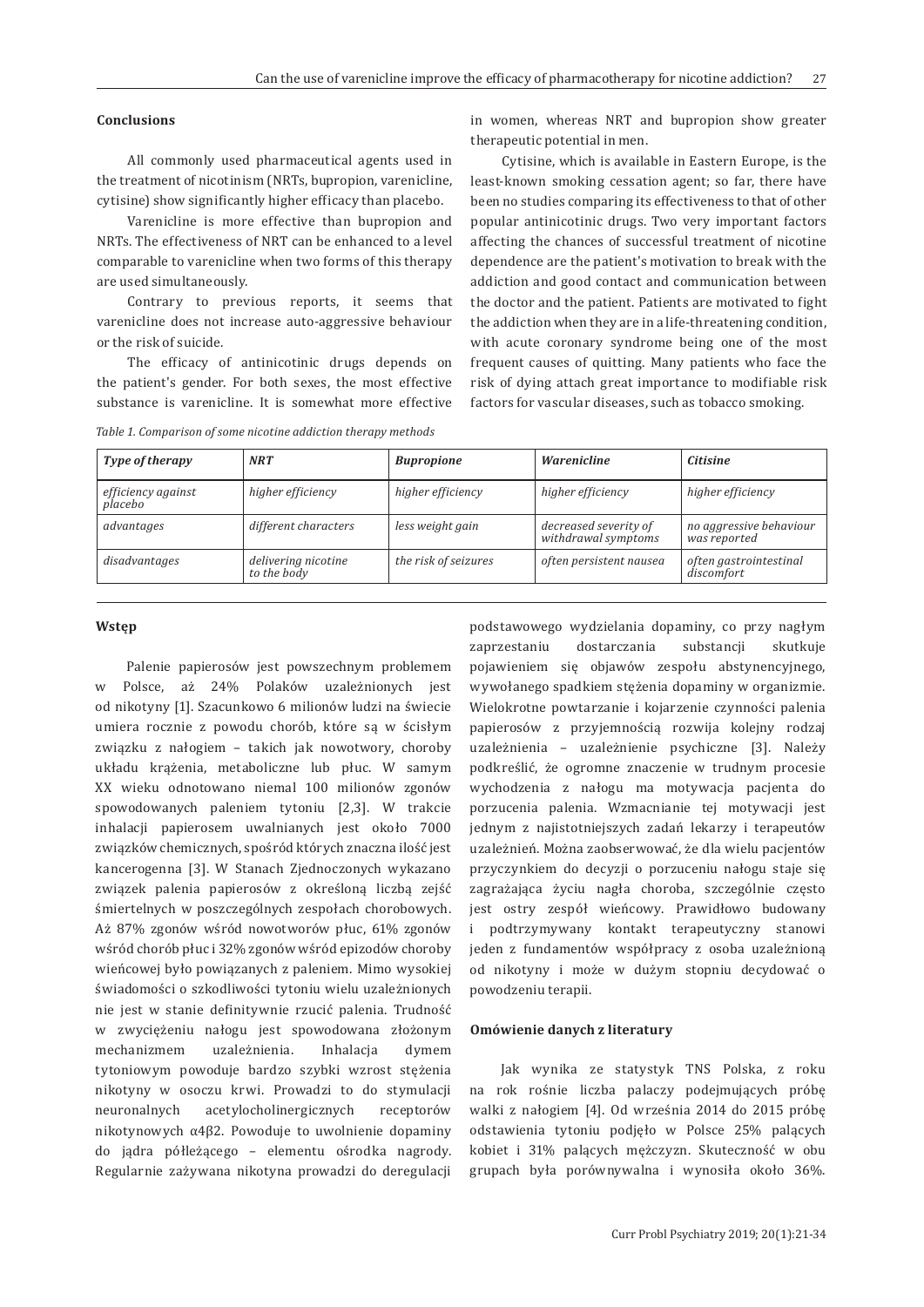## Conclusions

All commonly used pharmaceutical agents used in the treatment of nicotinism (NRTs, bupropion, varenicline, cytisine) show significantly higher efficacy than placebo.

Varenicline is more effective than bupropion and NRTs. The effectiveness of NRT can be enhanced to a level comparable to varenicline when two forms of this therapy are used simultaneously.

Contrary to previous reports, it seems that varenicline does not increase auto-aggressive behaviour or the risk of suicide.

The efficacy of antinicotinic drugs depends on the patient's gender. For both sexes, the most effective substance is varenicline. It is somewhat more effective in women, whereas NRT and bupropion show greater therapeutic potential in men.

Cytisine, which is available in Eastern Europe, is the least-known smoking cessation agent; so far, there have been no studies comparing its effectiveness to that of other popular antinicotinic drugs. Two very important factors affecting the chances of successful treatment of nicotine dependence are the patient's motivation to break with the addiction and good contact and communication between the doctor and the patient. Patients are motivated to fight the addiction when they are in a life-threatening condition, with acute coronary syndrome being one of the most frequent causes of quitting. Many patients who face the risk of dying attach great importance to modifiable risk factors for vascular diseases, such as tobacco smoking.

*Table 1. Comparison of some nicotine addiction therapy methods*

| *Type of therapy* | *NRT* | *Bupropione* | *Warenicline* | *Citisine* |
|---|---|---|---|---|
| *efficiency against placebo* | *higher efficiency* | *higher efficiency* | *higher efficiency* | *higher efficiency* |
| *advantages* | *different characters* | *less weight gain* | *decreased severity of withdrawal symptoms* | *no aggressive behaviour was reported* |
| *disadvantages* | *delivering nicotine to the body* | *the risk of seizures* | *often persistent nausea* | *often gastrointestinal discomfort* |

## Wstęp

Palenie papierosów jest powszechnym problemem w Polsce, aż 24% Polaków uzależnionych jest od nikotyny [1]. Szacunkowo 6 milionów ludzi na świecie umiera rocznie z powodu chorób, które są w ścisłym związku z nałogiem – takich jak nowotwory, choroby układu krążenia, metaboliczne lub płuc. W samym XX wieku odnotowano niemal 100 milionów zgonów spowodowanych paleniem tytoniu [2,3]. W trakcie inhalacji papierosem uwalnianych jest około 7000 związków chemicznych, spośród których znaczna ilość jest kancerogenna [3]. W Stanach Zjednoczonych wykazano związek palenia papierosów z określoną liczbą zejść śmiertelnych w poszczególnych zespołach chorobowych. Aż 87% zgonów wśród nowotworów płuc, 61% zgonów wśród chorób płuc i 32% zgonów wśród epizodów choroby wieńcowej było powiązanych z paleniem. Mimo wysokiej świadomości o szkodliwości tytoniu wielu uzależnionych nie jest w stanie definitywnie rzucić palenia. Trudność w zwyciężeniu nałogu jest spowodowana złożonym mechanizmem uzależnienia. Inhalacja dymem tytoniowym powoduje bardzo szybki wzrost stężenia nikotyny w osoczu krwi. Prowadzi to do stymulacji neuronalnych acetylocholinergicznych receptorów nikotynowych $\alpha 4\beta 2$. Powoduje to uwolnienie dopaminy do jądra półleżącego – elementu ośrodka nagrody. Regularnie zażywana nikotyna prowadzi do deregulacji podstawowego wydzielania dopaminy, co przy nagłym zaprzestaniu dostarczania substancji skutkuje pojawieniem się objawów zespołu abstynencyjnego, wywołanego spadkiem stężenia dopaminy w organizmie. Wielokrotne powtarzanie i kojarzenie czynności palenia papierosów z przyjemnością rozwija kolejny rodzaj uzależnienia – uzależnienie psychiczne [3]. Należy podkreślić, że ogromne znaczenie w trudnym procesie wychodzenia z nałogu ma motywacja pacjenta do porzucenia palenia. Wzmacnianie tej motywacji jest jednym z najistotniejszych zadań lekarzy i terapeutów uzależnień. Można zaobserwować, że dla wielu pacjentów przyczynkiem do decyzji o porzuceniu nałogu staje się zagrażająca życiu nagła choroba, szczególnie często jest ostry zespół wieńcowy. Prawidłowo budowany i podtrzymywany kontakt terapeutyczny stanowi jeden z fundamentów współpracy z osoba uzależnioną od nikotyny i może w dużym stopniu decydować o powodzeniu terapii.

## Omówienie danych z literatury

Jak wynika ze statystyk TNS Polska, z roku na rok rośnie liczba palaczy podejmujących próbę walki z nałogiem [4]. Od września 2014 do 2015 próbę odstawienia tytoniu podjęło w Polsce 25% palących kobiet i 31% palących mężczyzn. Skuteczność w obu grupach była porównywalna i wynosiła około 36%.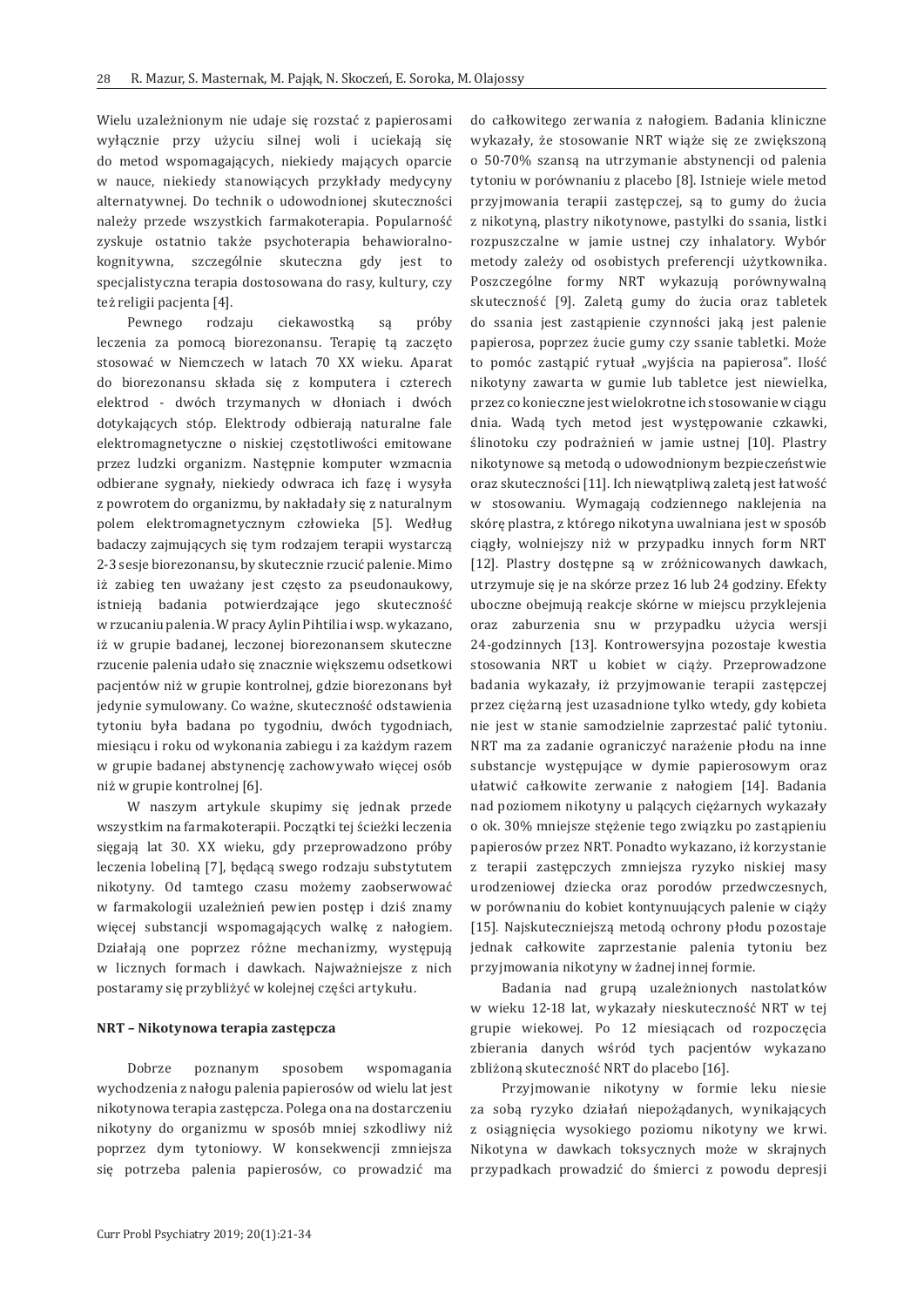Wielu uzależnionym nie udaje się rozstać z papierosami wyłącznie przy użyciu silnej woli i uciekają się do metod wspomagających, niekiedy mających oparcie w nauce, niekiedy stanowiących przykłady medycyny alternatywnej. Do technik o udowodnionej skuteczności należy przede wszystkich farmakoterapia. Popularność zyskuje ostatnio także psychoterapia behawioralno-kognitywna, szczególnie skuteczna gdy jest to specjalistyczna terapia dostosowana do rasy, kultury, czy też religii pacjenta [4].

Pewnego rodzaju ciekawostką są próby leczenia za pomocą biorezonansu. Terapię tą zaczęto stosować w Niemczech w latach 70 XX wieku. Aparat do biorezonansu składa się z komputera i czterech elektrod - dwóch trzymanych w dłoniach i dwóch dotykających stóp. Elektrody odbierają naturalne fale elektromagnetyczne o niskiej częstotliwości emitowane przez ludzki organizm. Następnie komputer wzmacnia odbierane sygnały, niekiedy odwraca ich fazę i wysyła z powrotem do organizmu, by nakładały się z naturalnym polem elektromagnetycznym człowieka [5]. Według badaczy zajmujących się tym rodzajem terapii wystarczą 2-3 sesje biorezonansu, by skutecznie rzucić palenie. Mimo iż zabieg ten uważany jest często za pseudonaukowy, istnieją badania potwierdzające jego skuteczność w rzucaniu palenia. W pracy Aylin Pihtilia i wsp. wykazano, iż w grupie badanej, leczonej biorezonansem skuteczne rzucenie palenia udało się znacznie większemu odsetkowi pacjentów niż w grupie kontrolnej, gdzie biorezonans był jedynie symulowany. Co ważne, skuteczność odstawienia tytoniu była badana po tygodniu, dwóch tygodniach, miesiącu i roku od wykonania zabiegu i za każdym razem w grupie badanej abstynencję zachowywało więcej osób niż w grupie kontrolnej [6].

W naszym artykule skupimy się jednak przede wszystkim na farmakoterapii. Początki tej ścieżki leczenia sięgają lat 30. XX wieku, gdy przeprowadzono próby leczenia lobeliną [7], będącą swego rodzaju substytutem nikotyny. Od tamtego czasu możemy zaobserwować w farmakologii uzależnień pewien postęp i dziś znamy więcej substancji wspomagających walkę z nałogiem. Działają one poprzez różne mechanizmy, występują w licznych formach i dawkach. Najważniejsze z nich postaramy się przybliżyć w kolejnej części artykułu.

### NRT – Nikotynowa terapia zastępcza

Dobrze poznanym sposobem wspomagania wychodzenia z nałogu palenia papierosów od wielu lat jest nikotynowa terapia zastępcza. Polega ona na dostarczeniu nikotyny do organizmu w sposób mniej szkodliwy niż poprzez dym tytoniowy. W konsekwencji zmniejsza się potrzeba palenia papierosów, co prowadzić ma do całkowitego zerwania z nałogiem. Badania kliniczne wykazały, że stosowanie NRT wiąże się ze zwiększoną o 50-70% szansą na utrzymanie abstynencji od palenia tytoniu w porównaniu z placebo [8]. Istnieje wiele metod przyjmowania terapii zastępczej, są to gumy do żucia z nikotyną, plastry nikotynowe, pastylki do ssania, listki rozpuszczalne w jamie ustnej czy inhalatory. Wybór metody zależy od osobistych preferencji użytkownika. Poszczególne formy NRT wykazują porównywalną skuteczność [9]. Zaletą gumy do żucia oraz tabletek do ssania jest zastąpienie czynności jaką jest palenie papierosa, poprzez żucie gumy czy ssanie tabletki. Może to pomóc zastąpić rytuał „wyjścia na papierosa". Ilość nikotyny zawarta w gumie lub tabletce jest niewielka, przez co konieczne jest wielokrotne ich stosowanie w ciągu dnia. Wadą tych metod jest występowanie czkawki, ślinotoku czy podrażnień w jamie ustnej [10]. Plastry nikotynowe są metodą o udowodnionym bezpieczeństwie oraz skuteczności [11]. Ich niewątpliwą zaletą jest łatwość w stosowaniu. Wymagają codziennego naklejenia na skórę plastra, z którego nikotyna uwalniana jest w sposób ciągły, wolniejszy niż w przypadku innych form NRT [12]. Plastry dostępne są w zróżnicowanych dawkach, utrzymuje się je na skórze przez 16 lub 24 godziny. Efekty uboczne obejmują reakcje skórne w miejscu przyklejenia oraz zaburzenia snu w przypadku użycia wersji 24-godzinnych [13]. Kontrowersyjna pozostaje kwestia stosowania NRT u kobiet w ciąży. Przeprowadzone badania wykazały, iż przyjmowanie terapii zastępczej przez ciężarną jest uzasadnione tylko wtedy, gdy kobieta nie jest w stanie samodzielnie zaprzestać palić tytoniu. NRT ma za zadanie ograniczyć narażenie płodu na inne substancje występujące w dymie papierosowym oraz ułatwić całkowite zerwanie z nałogiem [14]. Badania nad poziomem nikotyny u palących ciężarnych wykazały o ok. 30% mniejsze stężenie tego związku po zastąpieniu papierosów przez NRT. Ponadto wykazano, iż korzystanie z terapii zastępczych zmniejsza ryzyko niskiej masy urodzeniowej dziecka oraz porodów przedwczesnych, w porównaniu do kobiet kontynuujących palenie w ciąży [15]. Najskuteczniejszą metodą ochrony płodu pozostaje jednak całkowite zaprzestanie palenia tytoniu bez przyjmowania nikotyny w żadnej innej formie.

Badania nad grupą uzależnionych nastolatków w wieku 12-18 lat, wykazały nieskuteczność NRT w tej grupie wiekowej. Po 12 miesiącach od rozpoczęcia zbierania danych wśród tych pacjentów wykazano zbliżoną skuteczność NRT do placebo [16].

Przyjmowanie nikotyny w formie leku niesie za sobą ryzyko działań niepożądanych, wynikających z osiągnięcia wysokiego poziomu nikotyny we krwi. Nikotyna w dawkach toksycznych może w skrajnych przypadkach prowadzić do śmierci z powodu depresji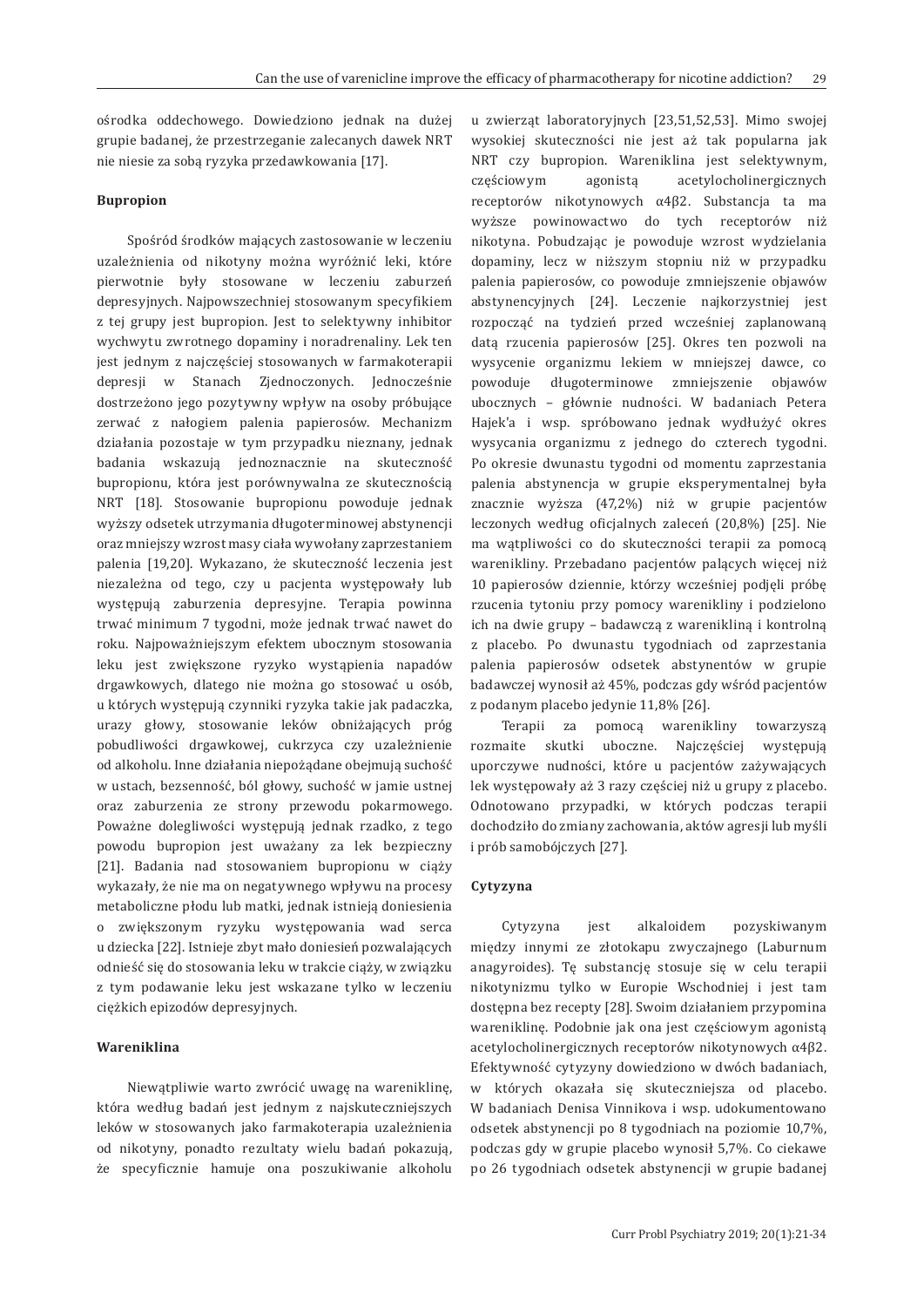ośrodka oddechowego. Dowiedziono jednak na dużej grupie badanej, że przestrzeganie zalecanych dawek NRT nie niesie za sobą ryzyka przedawkowania [17].

**Bupropion**

Spośród środków mających zastosowanie w leczeniu uzależnienia od nikotyny można wyróżnić leki, które pierwotnie były stosowane w leczeniu zaburzeń depresyjnych. Najpowszechniej stosowanym specyfikiem z tej grupy jest bupropion. Jest to selektywny inhibitor wychwytu zwrotnego dopaminy i noradrenaliny. Lek ten jest jednym z najczęściej stosowanych w farmakoterapii depresji w Stanach Zjednoczonych. Jednocześnie dostrzeżono jego pozytywny wpływ na osoby próbujące zerwać z nałogiem palenia papierosów. Mechanizm działania pozostaje w tym przypadku nieznany, jednak badania wskazują jednoznacznie na skuteczność bupropionu, która jest porównywalna ze skutecznością NRT [18]. Stosowanie bupropionu powoduje jednak wyższy odsetek utrzymania długoterminowej abstynencji oraz mniejszy wzrost masy ciała wywołany zaprzestaniem palenia [19,20]. Wykazano, że skuteczność leczenia jest niezależna od tego, czy u pacjenta występowały lub występują zaburzenia depresyjne. Terapia powinna trwać minimum 7 tygodni, może jednak trwać nawet do roku. Najpoważniejszym efektem ubocznym stosowania leku jest zwiększone ryzyko wystąpienia napadów drgawkowych, dlatego nie można go stosować u osób, u których występują czynniki ryzyka takie jak padaczka, urazy głowy, stosowanie leków obniżających próg pobudliwości drgawkowej, cukrzyca czy uzależnienie od alkoholu. Inne działania niepożądane obejmują suchość w ustach, bezsenność, ból głowy, suchość w jamie ustnej oraz zaburzenia ze strony przewodu pokarmowego. Poważne dolegliwości występują jednak rzadko, z tego powodu bupropion jest uważany za lek bezpieczny [21]. Badania nad stosowaniem bupropionu w ciąży wykazały, że nie ma on negatywnego wpływu na procesy metaboliczne płodu lub matki, jednak istnieją doniesienia o zwiększonym ryzyku występowania wad serca u dziecka [22]. Istnieje zbyt mało doniesień pozwalających odnieść się do stosowania leku w trakcie ciąży, w związku z tym podawanie leku jest wskazane tylko w leczeniu ciężkich epizodów depresyjnych.

**Wareniklina**

Niewątpliwie warto zwrócić uwagę na wareniklinę, która według badań jest jednym z najskuteczniejszych leków w stosowanych jako farmakoterapia uzależnienia od nikotyny, ponadto rezultaty wielu badań pokazują, że specyficznie hamuje ona poszukiwanie alkoholu u zwierząt laboratoryjnych [23,51,52,53]. Mimo swojej wysokiej skuteczności nie jest aż tak popularna jak NRT czy bupropion. Wareniklina jest selektywnym, częściowym agonistą acetylocholinergicznych receptorów nikotynowych α4β2. Substancja ta ma wyższe powinowactwo do tych receptorów niż nikotyna. Pobudzając je powoduje wzrost wydzielania dopaminy, lecz w niższym stopniu niż w przypadku palenia papierosów, co powoduje zmniejszenie objawów abstynencyjnych [24]. Leczenie najkorzystniej jest rozpocząć na tydzień przed wcześniej zaplanowaną datą rzucenia papierosów [25]. Okres ten pozwoli na wysycenie organizmu lekiem w mniejszej dawce, co powoduje długoterminowe zmniejszenie objawów ubocznych – głównie nudności. W badaniach Petera Hajek'a i wsp. spróbowano jednak wydłużyć okres wysycania organizmu z jednego do czterech tygodni. Po okresie dwunastu tygodni od momentu zaprzestania palenia abstynencja w grupie eksperymentalnej była znacznie wyższa (47,2%) niż w grupie pacjentów leczonych według oficjalnych zaleceń (20,8%) [25]. Nie ma wątpliwości co do skuteczności terapii za pomocą warenikliny. Przebadano pacjentów palących więcej niż 10 papierosów dziennie, którzy wcześniej podjęli próbę rzucenia tytoniu przy pomocy warenikliny i podzielono ich na dwie grupy – badawczą z warenikliną i kontrolną z placebo. Po dwunastu tygodniach od zaprzestania palenia papierosów odsetek abstynentów w grupie badawczej wynosił aż 45%, podczas gdy wśród pacjentów z podanym placebo jedynie 11,8% [26].

Terapii za pomocą warenikliny towarzyszą rozmaite skutki uboczne. Najczęściej występują uporczywe nudności, które u pacjentów zażywających lek występowały aż 3 razy częściej niż u grupy z placebo. Odnotowano przypadki, w których podczas terapii dochodziło do zmiany zachowania, aktów agresji lub myśli i prób samobójczych [27].

**Cytyzyna**

Cytyzyna jest alkaloidem pozyskiwanym między innymi ze złotokapu zwyczajnego (Laburnum anagyroides). Tę substancję stosuje się w celu terapii nikotynizmu tylko w Europie Wschodniej i jest tam dostępna bez recepty [28]. Swoim działaniem przypomina wareniklinę. Podobnie jak ona jest częściowym agonistą acetylocholinergicznych receptorów nikotynowych α4β2. Efektywność cytyzyny dowiedziono w dwóch badaniach, w których okazała się skuteczniejsza od placebo. W badaniach Denisa Vinnikova i wsp. udokumentowano odsetek abstynencji po 8 tygodniach na poziomie 10,7%, podczas gdy w grupie placebo wynosił 5,7%. Co ciekawe po 26 tygodniach odsetek abstynencji w grupie badanej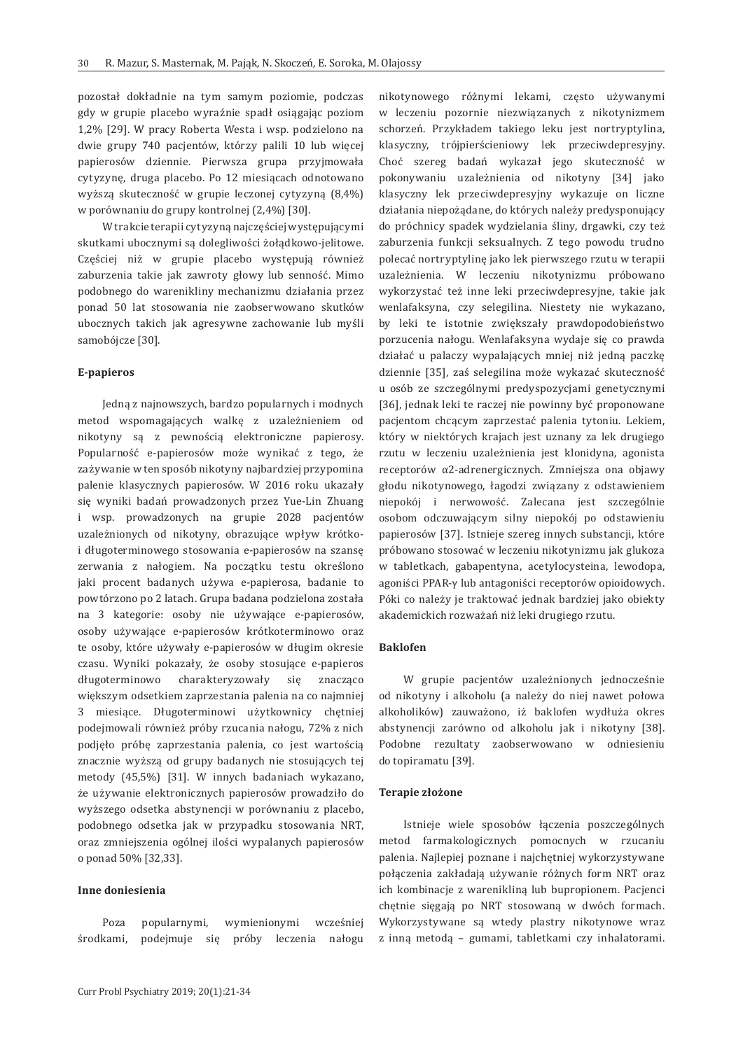pozostał dokładnie na tym samym poziomie, podczas gdy w grupie placebo wyraźnie spadł osiągając poziom 1,2% [29]. W pracy Roberta Westa i wsp. podzielono na dwie grupy 740 pacjentów, którzy palili 10 lub więcej papierosów dziennie. Pierwsza grupa przyjmowała cytyzynę, druga placebo. Po 12 miesiącach odnotowano wyższą skuteczność w grupie leczonej cytyzyną (8,4%) w porównaniu do grupy kontrolnej (2,4%) [30].

W trakcie terapii cytyzyną najczęściej występującymi skutkami ubocznymi są dolegliwości żołądkowo-jelitowe. Częściej niż w grupie placebo występują również zaburzenia takie jak zawroty głowy lub senność. Mimo podobnego do wareniкliny mechanizmu działania przez ponad 50 lat stosowania nie zaobserwowano skutków ubocznych takich jak agresywne zachowanie lub myśli samobójcze [30].

**E-papieros**

Jedną z najnowszych, bardzo popularnych i modnych metod wspomagających walkę z uzależnieniem od nikotyny są z pewnością elektroniczne papierosy. Popularność e-papierosów może wynikać z tego, że zażywanie w ten sposób nikotyny najbardziej przypomina palenie klasycznych papierosów. W 2016 roku ukazały się wyniki badań prowadzonych przez Yue-Lin Zhuang i wsp. prowadzonych na grupie 2028 pacjentów uzależnionych od nikotyny, obrazujące wpływ krótko- i długoterminowego stosowania e-papierosów na szansę zerwania z nałogiem. Na początku testu określono jaki procent badanych używa e-papierosa, badanie to powtórzono po 2 latach. Grupa badana podzielona została na 3 kategorie: osoby nie używające e-papierosów, osoby używające e-papierosów krótkoterminowo oraz te osoby, które używały e-papierosów w długim okresie czasu. Wyniki pokazały, że osoby stosujące e-papieros długoterminowo charakteryzowały się znacząco większym odsetkiem zaprzestania palenia na co najmniej 3 miesiące. Długoterminowi użytkownicy chętniej podejmowali również próby rzucania nałogu, 72% z nich podjęło próbę zaprzestania palenia, co jest wartością znacznie wyższą od grupy badanych nie stosujących tej metody (45,5%) [31]. W innych badaniach wykazano, że używanie elektronicznych papierosów prowadziło do wyższego odsetka abstynencji w porównaniu z placebo, podobnego odsetka jak w przypadku stosowania NRT, oraz zmniejszenia ogólnej ilości wypalanych papierosów o ponad 50% [32,33].

**Inne doniesienia**

Poza popularnymi, wymienionymi wcześniej środkami, podejmuje się próby leczenia nałogu nikotynowego różnymi lekami, często używanymi w leczeniu pozornie niezwiązanych z nikotynizmem schorzeń. Przykładem takiego leku jest nortryptylina, klasyczny, trójpierścieniowy lek przeciwdepresyjny. Choć szereg badań wykazał jego skuteczność w pokonywaniu uzależnienia od nikotyny [34] jako klasyczny lek przeciwdepresyjny wykazuje on liczne działania niepożądane, do których należy predysponujący do próchnicy spadek wydzielania śliny, drgawki, czy też zaburzenia funkcji seksualnych. Z tego powodu trudno polecać nortryptylinę jako lek pierwszego rzutu w terapii uzależnienia. W leczeniu nikotynizmu próbowano wykorzystać też inne leki przeciwdepresyjne, takie jak wenlafaksyna, czy selegilina. Niestety nie wykazano, by leki te istotnie zwiększały prawdopodobieństwo porzucenia nałogu. Wenlafaksyna wydaje się co prawda działać u palaczy wypalających mniej niż jedną paczkę dziennie [35], zaś selegilina może wykazać skuteczność u osób ze szczególnymi predyspozycjami genetycznymi [36], jednak leki te raczej nie powinny być proponowane pacjentom chcącym zaprzestać palenia tytoniu. Lekiem, który w niektórych krajach jest uznany za lek drugiego rzutu w leczeniu uzależnienia jest klonidyna, agonista receptorów α2-adrenergicznych. Zmniejsza ona objawy głodu nikotynowego, łagodzi związany z odstawieniem niepokój i nerwowość. Zalecana jest szczególnie osobom odczuwającym silny niepokój po odstawieniu papierosów [37]. Istnieje szereg innych substancji, które próbowano stosować w leczeniu nikotynizmu jak glukoza w tabletkach, gabapentyna, acetylocysteina, lewodopa, agoniści PPAR-γ lub antagoniści receptorów opioidowych. Póki co należy je traktować jednak bardziej jako obiekty akademickich rozważań niż leki drugiego rzutu.

**Baklofen**

W grupie pacjentów uzależnionych jednocześnie od nikotyny i alkoholu (a należy do niej nawet połowa alkoholików) zauważono, iż baklofen wydłuża okres abstynencji zarówno od alkoholu jak i nikotyny [38]. Podobne rezultaty zaobserwowano w odniesieniu do topiramatu [39].

**Terapie złożone**

Istnieje wiele sposobów łączenia poszczególnych metod farmakologicznych pomocnych w rzucaniu palenia. Najlepiej poznane i najchętniej wykorzystywane połączenia zakładają używanie różnych form NRT oraz ich kombinacje z warenikliną lub bupropionem. Pacjenci chętnie sięgają po NRT stosowaną w dwóch formach. Wykorzystywane są wtedy plastry nikotynowe wraz z inną metodą – gumami, tabletkami czy inhalatorami.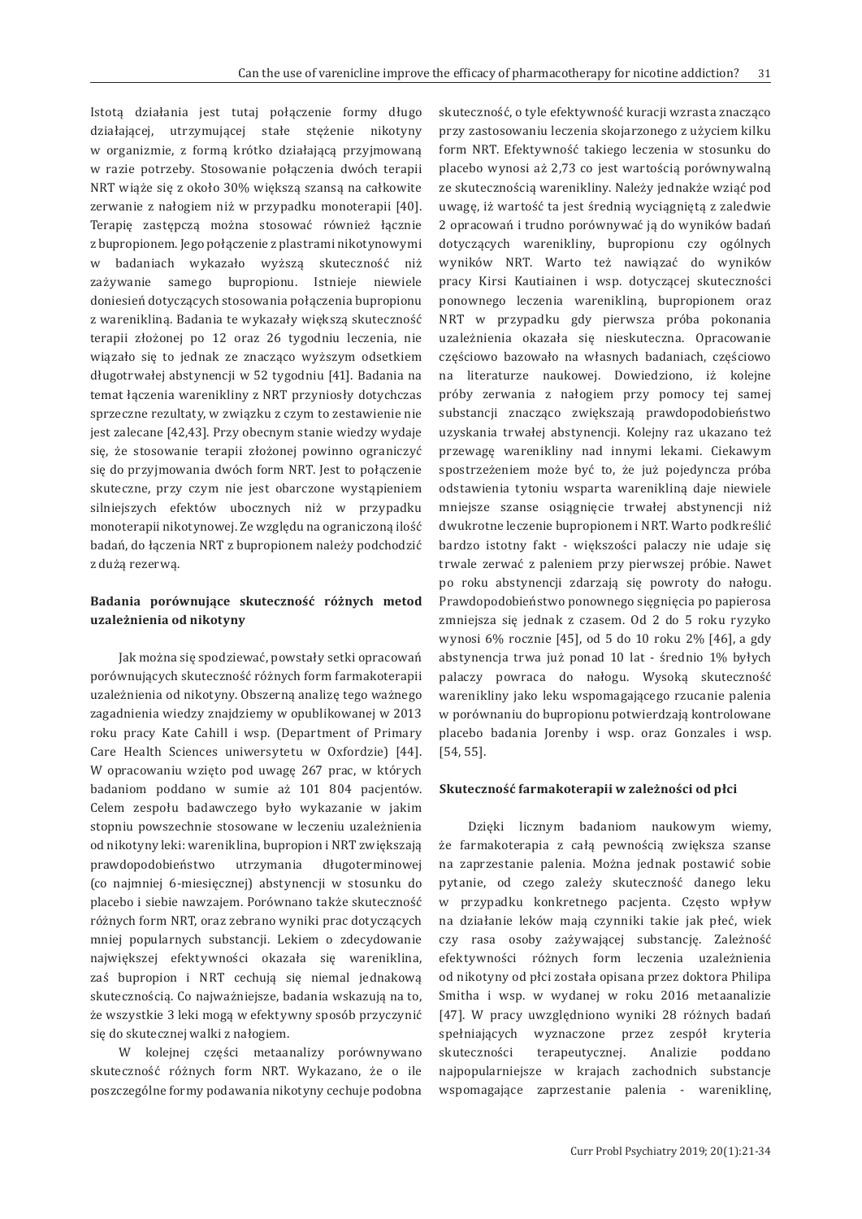Istotą działania jest tutaj połączenie formy długo działającej, utrzymującej stałe stężenie nikotyny w organizmie, z formą krótko działającą przyjmowaną w razie potrzeby. Stosowanie połączenia dwóch terapii NRT wiąże się z około 30% większą szansą na całkowite zerwanie z nałogiem niż w przypadku monoterapii [40]. Terapię zastępczą można stosować również łącznie z bupropionem. Jego połączenie z plastrami nikotynowymi w badaniach wykazało wyższą skuteczność niż zażywanie samego bupropionu. Istnieje niewiele doniesień dotyczących stosowania połączenia bupropionu z warenikliną. Badania te wykazały większą skuteczność terapii złożonej po 12 oraz 26 tygodniu leczenia, nie wiązało się to jednak ze znacząco wyższym odsetkiem długotrwałej abstynencji w 52 tygodniu [41]. Badania na temat łączenia warenikliny z NRT przyniosły dotychczas sprzeczne rezultaty, w związku z czym to zestawienie nie jest zalecane [42,43]. Przy obecnym stanie wiedzy wydaje się, że stosowanie terapii złożonej powinno ograniczyć się do przyjmowania dwóch form NRT. Jest to połączenie skuteczne, przy czym nie jest obarczone wystąpieniem silniejszych efektów ubocznych niż w przypadku monoterapii nikotynowej. Ze względu na ograniczoną ilość badań, do łączenia NRT z bupropionem należy podchodzić z dużą rezerwą.

## Badania porównujące skuteczność różnych metod uzależnienia od nikotyny

Jak można się spodziewać, powstały setki opracowań porównujących skuteczność różnych form farmakoterapii uzależnienia od nikotyny. Obszerną analizę tego ważnego zagadnienia wiedzy znajdziemy w opublikowanej w 2013 roku pracy Kate Cahill i wsp. (Department of Primary Care Health Sciences uniwersytetu w Oxfordzie) [44]. W opracowaniu wzięto pod uwagę 267 prac, w których badaniom poddano w sumie aż 101 804 pacjentów. Celem zespołu badawczego było wykazanie w jakim stopniu powszechnie stosowane w leczeniu uzależnienia od nikotyny leki: wareniklina, bupropion i NRT zwiększają prawdopodobieństwo utrzymania długoterminowej (co najmniej 6-miesięcznej) abstynencji w stosunku do placebo i siebie nawzajem. Porównano także skuteczność różnych form NRT, oraz zebrano wyniki prac dotyczących mniej popularnych substancji. Lekiem o zdecydowanie największej efektywności okazała się wareniklina, zaś bupropion i NRT cechują się niemal jednakową skutecznością. Co najważniejsze, badania wskazują na to, że wszystkie 3 leki mogą w efektywny sposób przyczynić się do skutecznej walki z nałogiem.

W kolejnej części metaanalizy porównywano skuteczność różnych form NRT. Wykazano, że o ile poszczególne formy podawania nikotyny cechuje podobna skuteczność, o tyle efektywność kuracji wzrasta znacząco przy zastosowaniu leczenia skojarzonego z użyciem kilku form NRT. Efektywność takiego leczenia w stosunku do placebo wynosi aż 2,73 co jest wartością porównywalną ze skutecznością warenikliny. Należy jednakże wziąć pod uwagę, iż wartość ta jest średnią wyciągniętą z zaledwie 2 opracowań i trudno porównywać ją do wyników badań dotyczących warenikliny, bupropionu czy ogólnych wyników NRT. Warto też nawiązać do wyników pracy Kirsi Kautiainen i wsp. dotyczącej skuteczności ponownego leczenia warenikliną, bupropionem oraz NRT w przypadku gdy pierwsza próba pokonania uzależnienia okazała się nieskuteczna. Opracowanie częściowo bazowało na własnych badaniach, częściowo na literaturze naukowej. Dowiedziono, iż kolejne próby zerwania z nałogiem przy pomocy tej samej substancji znacząco zwiększają prawdopodobieństwo uzyskania trwałej abstynencji. Kolejny raz ukazano też przewagę warenikliny nad innymi lekami. Ciekawym spostrzeżeniem może być to, że już pojedyncza próba odstawienia tytoniu wsparta warenikliną daje niewiele mniejsze szanse osiągnięcie trwałej abstynencji niż dwukrotne leczenie bupropionem i NRT. Warto podkreślić bardzo istotny fakt - większości palaczy nie udaje się trwale zerwać z paleniem przy pierwszej próbie. Nawet po roku abstynencji zdarzają się powroty do nałogu. Prawdopodobieństwo ponownego sięgnięcia po papierosa zmniejsza się jednak z czasem. Od 2 do 5 roku ryzyko wynosi 6% rocznie [45], od 5 do 10 roku 2% [46], a gdy abstynencja trwa już ponad 10 lat - średnio 1% byłych palaczy powraca do nałogu. Wysoką skuteczność warenikliny jako leku wspomagającego rzucanie palenia w porównaniu do bupropionu potwierdzają kontrolowane placebo badania Jorenby i wsp. oraz Gonzales i wsp. [54, 55].

## Skuteczność farmakoterapii w zależności od płci

Dzięki licznym badaniom naukowym wiemy, że farmakoterapia z całą pewnością zwiększa szanse na zaprzestanie palenia. Można jednak postawić sobie pytanie, od czego zależy skuteczność danego leku w przypadku konkretnego pacjenta. Często wpływ na działanie leków mają czynniki takie jak płeć, wiek czy rasa osoby zażywającej substancję. Zależność efektywności różnych form leczenia uzależnienia od nikotyny od płci została opisana przez doktora Philipa Smitha i wsp. w wydanej w roku 2016 metaanalizie [47]. W pracy uwzględniono wyniki 28 różnych badań spełniających wyznaczone przez zespół kryteria skuteczności terapeutycznej. Analizie poddano najpopularniejsze w krajach zachodnich substancje wspomagające zaprzestanie palenia - wareniklinę,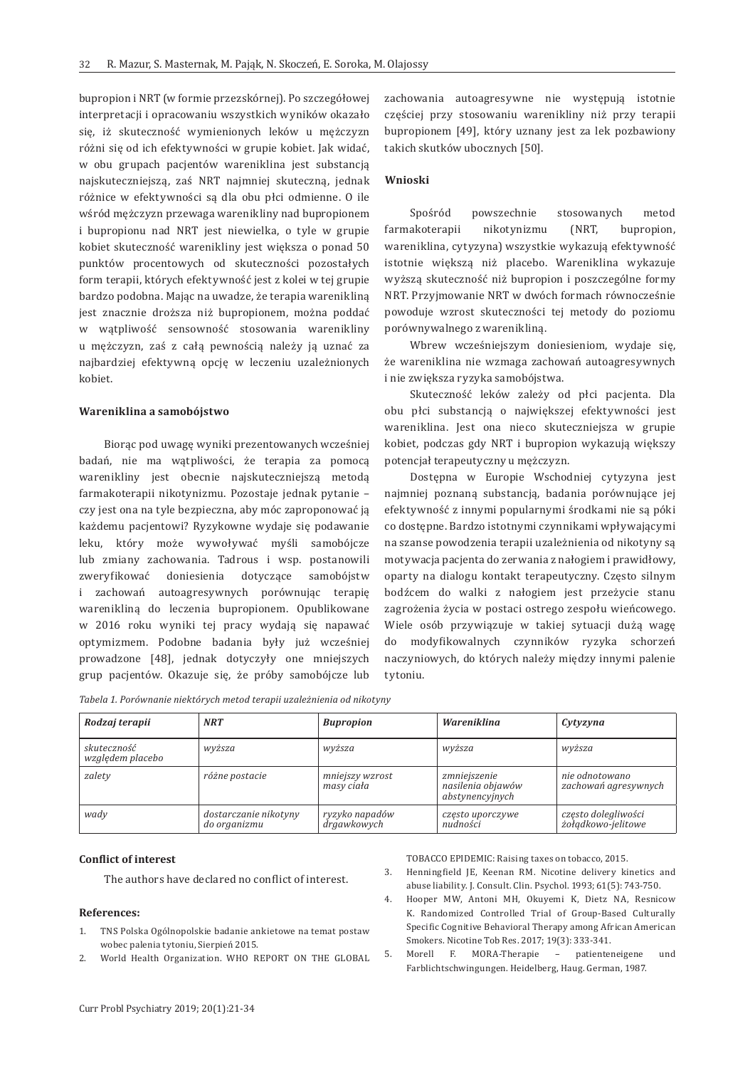bupropion i NRT (w formie przezskórnej). Po szczegółowej interpretacji i opracowaniu wszystkich wyników okazało się, iż skuteczność wymienionych leków u mężczyzn różni się od ich efektywności w grupie kobiet. Jak widać, w obu grupach pacjentów wareniklina jest substancją najskuteczniejszą, zaś NRT najmniej skuteczną, jednak różnice w efektywności są dla obu płci odmienne. O ile wśród mężczyzn przewaga warenikliny nad bupropionem i bupropionu nad NRT jest niewielka, o tyle w grupie kobiet skuteczność warenikliny jest większa o ponad 50 punktów procentowych od skuteczności pozostałych form terapii, których efektywność jest z kolei w tej grupie bardzo podobna. Mając na uwadze, że terapia warenikliną jest znacznie droższa niż bupropionem, można poddać w wątpliwość sensowność stosowania warenikliny u mężczyzn, zaś z całą pewnością należy ją uznać za najbardziej efektywną opcję w leczeniu uzależnionych kobiet.

#### Wareniklina a samobójstwo

Biorąc pod uwagę wyniki prezentowanych wcześniej badań, nie ma wątpliwości, że terapia za pomocą warenikliny jest obecnie najskuteczniejszą metodą farmakoterapii nikotynizmu. Pozostaje jednak pytanie – czy jest ona na tyle bezpieczna, aby móc zaproponować ją każdemu pacjentowi? Ryzykowne wydaje się podawanie leku, który może wywoływać myśli samobójcze lub zmiany zachowania. Tadrous i wsp. postanowili zweryfikować doniesienia dotyczące samobójstw i zachowań autoagresywnych porównując terapię warenikliną do leczenia bupropionem. Opublikowane w 2016 roku wyniki tej pracy wydają się napawać optymizmem. Podobne badania były już wcześniej prowadzone [48], jednak dotyczyły one mniejszych grup pacjentów. Okazuje się, że próby samobójcze lub zachowania autoagresywne nie występują istotnie częściej przy stosowaniu warenikliny niż przy terapii bupropionem [49], który uznany jest za lek pozbawiony takich skutków ubocznych [50].

#### Wnioski

Spośród powszechnie stosowanych metod farmakoterapii nikotynizmu (NRT, bupropion, wareniklina, cytyzyna) wszystkie wykazują efektywność istotnie większą niż placebo. Wareniklina wykazuje wyższą skuteczność niż bupropion i poszczególne formy NRT. Przyjmowanie NRT w dwóch formach równocześnie powoduje wzrost skuteczności tej metody do poziomu porównywalnego z warenikliną.

Wbrew wcześniejszym doniesieniom, wydaje się, że wareniklina nie wzmaga zachowań autoagresywnych i nie zwiększa ryzyka samobójstwa.

Skuteczność leków zależy od płci pacjenta. Dla obu płci substancją o największej efektywności jest wareniklina. Jest ona nieco skuteczniejsza w grupie kobiet, podczas gdy NRT i bupropion wykazują większy potencjał terapeutyczny u mężczyzn.

Dostępna w Europie Wschodniej cytyzyna jest najmniej poznaną substancją, badania porównujące jej efektywność z innymi popularnymi środkami nie są póki co dostępne. Bardzo istotnymi czynnikami wpływającymi na szanse powodzenia terapii uzależnienia od nikotyny są motywacja pacjenta do zerwania z nałogiem i prawidłowy, oparty na dialogu kontakt terapeutyczny. Często silnym bodźcem do walki z nałogiem jest przeżycie stanu zagrożenia życia w postaci ostrego zespołu wieńcowego. Wiele osób przywiązuje w takiej sytuacji dużą wagę do modyfikowalnych czynników ryzyka schorzeń naczyniowych, do których należy między innymi palenie tytoniu.

*Tabela 1. Porównanie niektórych metod terapii uzależnienia od nikotyny*

| *Rodzaj terapii* | *NRT* | *Bupropion* | *Wareniklina* | *Cytyzyna* |
|---|---|---|---|---|
| *skuteczność względem placebo* | *wyższa* | *wyższa* | *wyższa* | *wyższa* |
| *zalety* | *różne postacie* | *mniejszy wzrost masy ciała* | *zmniejszenie nasilenia objawów abstynencyjnych* | *nie odnotowano zachowań agresywnych* |
| *wady* | *dostarczanie nikotyny do organizmu* | *ryzyko napadów drgawkowych* | *często uporczywe nudności* | *często dolegliwości żołądkowo-jelitowe* |

#### Conflict of interest

The authors have declared no conflict of interest.

#### References:

1. TNS Polska Ogólnopolskie badanie ankietowe na temat postaw wobec palenia tytoniu, Sierpień 2015.
2. World Health Organization. WHO REPORT ON THE GLOBAL TOBACCO EPIDEMIC: Raising taxes on tobacco, 2015.
3. Henningfield JE, Keenan RM. Nicotine delivery kinetics and abuse liability. J. Consult. Clin. Psychol. 1993; 61(5): 743-750.
4. Hooper MW, Antoni MH, Okuyemi K, Dietz NA, Resnicow K. Randomized Controlled Trial of Group-Based Culturally Specific Cognitive Behavioral Therapy among African American Smokers. Nicotine Tob Res. 2017; 19(3): 333-341.
5. Morell F. MORA-Therapie – patienteneigene und Farblichtschwingungen. Heidelberg, Haug. German, 1987.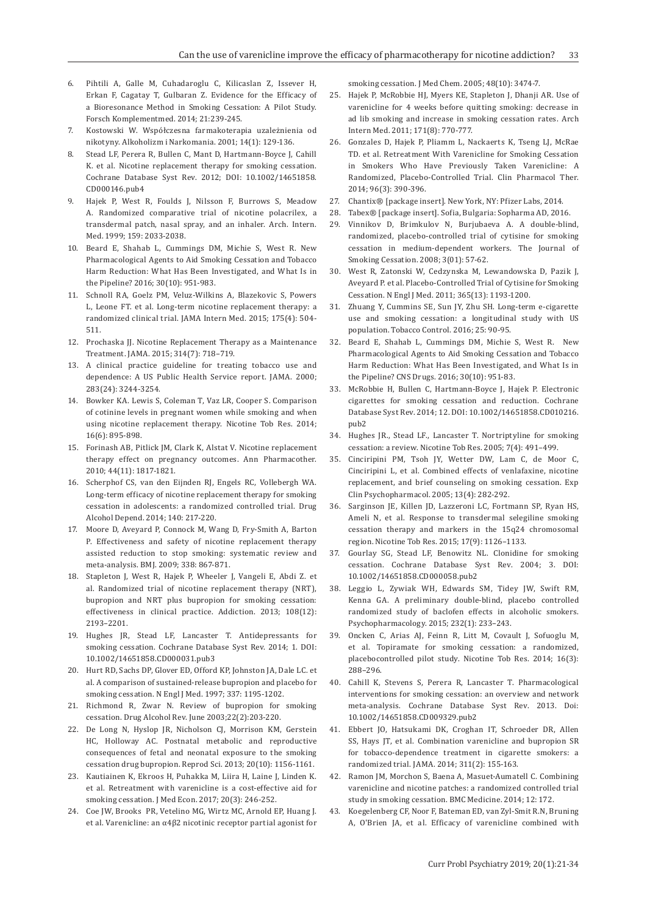6. Pihtili A, Galle M, Cuhadaroglu C, Kilicaslan Z, Issever H, Erkan F, Cagatay T, Gulbaran Z. Evidence for the Efficacy of a Bioresonance Method in Smoking Cessation: A Pilot Study. Forsch Komplementmed. 2014; 21:239-245.
7. Kostowski W. Współczesna farmakoterapia uzależnienia od nikotyny. Alkoholizm i Narkomania. 2001; 14(1): 129-136.
8. Stead LF, Perera R, Bullen C, Mant D, Hartmann-Boyce J, Cahill K. et al. Nicotine replacement therapy for smoking cessation. Cochrane Database Syst Rev. 2012; DOI: 10.1002/14651858.CD000146.pub4
9. Hajek P, West R, Foulds J, Nilsson F, Burrows S, Meadow A. Randomized comparative trial of nicotine polacrilex, a transdermal patch, nasal spray, and an inhaler. Arch. Intern. Med. 1999; 159: 2033-2038.
10. Beard E, Shahab L, Cummings DM, Michie S, West R. New Pharmacological Agents to Aid Smoking Cessation and Tobacco Harm Reduction: What Has Been Investigated, and What Is in the Pipeline? 2016; 30(10): 951-983.
11. Schnoll RA, Goelz PM, Veluz-Wilkins A, Blazekovic S, Powers L, Leone FT. et al. Long-term nicotine replacement therapy: a randomized clinical trial. JAMA Intern Med. 2015; 175(4): 504-511.
12. Prochaska JJ. Nicotine Replacement Therapy as a Maintenance Treatment. JAMA. 2015; 314(7): 718–719.
13. A clinical practice guideline for treating tobacco use and dependence: A US Public Health Service report. JAMA. 2000; 283(24): 3244-3254.
14. Bowker KA. Lewis S, Coleman T, Vaz LR, Cooper S. Comparison of cotinine levels in pregnant women while smoking and when using nicotine replacement therapy. Nicotine Tob Res. 2014; 16(6): 895-898.
15. Forinash AB, Pitlick JM, Clark K, Alstat V. Nicotine replacement therapy effect on pregnancy outcomes. Ann Pharmacother. 2010; 44(11): 1817-1821.
16. Scherphof CS, van den Eijnden RJ, Engels RC, Vollebergh WA. Long-term efficacy of nicotine replacement therapy for smoking cessation in adolescents: a randomized controlled trial. Drug Alcohol Depend. 2014; 140: 217-220.
17. Moore D, Aveyard P, Connock M, Wang D, Fry-Smith A, Barton P. Effectiveness and safety of nicotine replacement therapy assisted reduction to stop smoking: systematic review and meta-analysis. BMJ. 2009; 338: 867-871.
18. Stapleton J, West R, Hajek P, Wheeler J, Vangeli E, Abdi Z. et al. Randomized trial of nicotine replacement therapy (NRT), bupropion and NRT plus bupropion for smoking cessation: effectiveness in clinical practice. Addiction. 2013; 108(12): 2193–2201.
19. Hughes JR, Stead LF, Lancaster T. Antidepressants for smoking cessation. Cochrane Database Syst Rev. 2014; 1. DOI: 10.1002/14651858.CD000031.pub3
20. Hurt RD, Sachs DP, Glover ED, Offord KP, Johnston JA, Dale LC. et al. A comparison of sustained-release bupropion and placebo for smoking cessation. N Engl J Med. 1997; 337: 1195-1202.
21. Richmond R, Zwar N. Review of bupropion for smoking cessation. Drug Alcohol Rev. June 2003;22(2):203-220.
22. De Long N, Hyslop JR, Nicholson CJ, Morrison KM, Gerstein HC, Holloway AC. Postnatal metabolic and reproductive consequences of fetal and neonatal exposure to the smoking cessation drug bupropion. Reprod Sci. 2013; 20(10): 1156-1161.
23. Kautiainen K, Ekroos H, Puhakka M, Liira H, Laine J, Linden K. et al. Retreatment with varenicline is a cost-effective aid for smoking cessation. J Med Econ. 2017; 20(3): 246-252.
24. Coe JW, Brooks PR, Vetelino MG, Wirtz MC, Arnold EP, Huang J. et al. Varenicline: an $\alpha4\beta2$ nicotinic receptor partial agonist for smoking cessation. J Med Chem. 2005; 48(10): 3474-7.
25. Hajek P, McRobbie HJ, Myers KE, Stapleton J, Dhanji AR. Use of varenicline for 4 weeks before quitting smoking: decrease in ad lib smoking and increase in smoking cessation rates. Arch Intern Med. 2011; 171(8): 770-777.
26. Gonzales D, Hajek P, Pliamm L, Nackaerts K, Tseng LJ, McRae TD. et al. Retreatment With Varenicline for Smoking Cessation in Smokers Who Have Previously Taken Varenicline: A Randomized, Placebo-Controlled Trial. Clin Pharmacol Ther. 2014; 96(3): 390-396.
27. Chantix® [package insert]. New York, NY: Pfizer Labs, 2014.
28. Tabex® [package insert]. Sofia, Bulgaria: Sopharma AD, 2016.
29. Vinnikov D, Brimkulov N, Burjubaeva A. A double-blind, randomized, placebo-controlled trial of cytisine for smoking cessation in medium-dependent workers. The Journal of Smoking Cessation. 2008; 3(01): 57-62.
30. West R, Zatonski W, Cedzynska M, Lewandowska D, Pazik J, Aveyard P. et al. Placebo-Controlled Trial of Cytisine for Smoking Cessation. N Engl J Med. 2011; 365(13): 1193-1200.
31. Zhuang Y, Cummins SE, Sun JY, Zhu SH. Long-term e-cigarette use and smoking cessation: a longitudinal study with US population. Tobacco Control. 2016; 25: 90-95.
32. Beard E, Shahab L, Cummings DM, Michie S, West R. New Pharmacological Agents to Aid Smoking Cessation and Tobacco Harm Reduction: What Has Been Investigated, and What Is in the Pipeline? CNS Drugs. 2016; 30(10): 951-83.
33. McRobbie H, Bullen C, Hartmann-Boyce J, Hajek P. Electronic cigarettes for smoking cessation and reduction. Cochrane Database Syst Rev. 2014; 12. DOI: 10.1002/14651858.CD010216.pub2
34. Hughes JR., Stead LF., Lancaster T. Nortriptyline for smoking cessation: a review. Nicotine Tob Res. 2005; 7(4): 491–499.
35. Cinciripini PM, Tsoh JY, Wetter DW, Lam C, de Moor C, Cinciripini L, et al. Combined effects of venlafaxine, nicotine replacement, and brief counseling on smoking cessation. Exp Clin Psychopharmacol. 2005; 13(4): 282-292.
36. Sarginson JE, Killen JD, Lazzeroni LC, Fortmann SP, Ryan HS, Ameli N, et al. Response to transdermal selegiline smoking cessation therapy and markers in the 15q24 chromosomal region. Nicotine Tob Res. 2015; 17(9): 1126–1133.
37. Gourlay SG, Stead LF, Benowitz NL. Clonidine for smoking cessation. Cochrane Database Syst Rev. 2004; 3. DOI: 10.1002/14651858.CD000058.pub2
38. Leggio L, Zywiak WH, Edwards SM, Tidey JW, Swift RM, Kenna GA. A preliminary double-blind, placebo controlled randomized study of baclofen effects in alcoholic smokers. Psychopharmacology. 2015; 232(1): 233–243.
39. Oncken C, Arias AJ, Feinn R, Litt M, Covault J, Sofuoglu M, et al. Topiramate for smoking cessation: a randomized, placebocontrolled pilot study. Nicotine Tob Res. 2014; 16(3): 288–296.
40. Cahill K, Stevens S, Perera R, Lancaster T. Pharmacological interventions for smoking cessation: an overview and network meta-analysis. Cochrane Database Syst Rev. 2013. Doi: 10.1002/14651858.CD009329.pub2
41. Ebbert JO, Hatsukami DK, Croghan IT, Schroeder DR, Allen SS, Hays JT, et al. Combination varenicline and bupropion SR for tobacco-dependence treatment in cigarette smokers: a randomized trial. JAMA. 2014; 311(2): 155-163.
42. Ramon JM, Morchon S, Baena A, Masuet-Aumatell C. Combining varenicline and nicotine patches: a randomized controlled trial study in smoking cessation. BMC Medicine. 2014; 12: 172.
43. Koegelenberg CF, Noor F, Bateman ED, van Zyl-Smit R.N, Bruning A, O'Brien JA, et al. Efficacy of varenicline combined with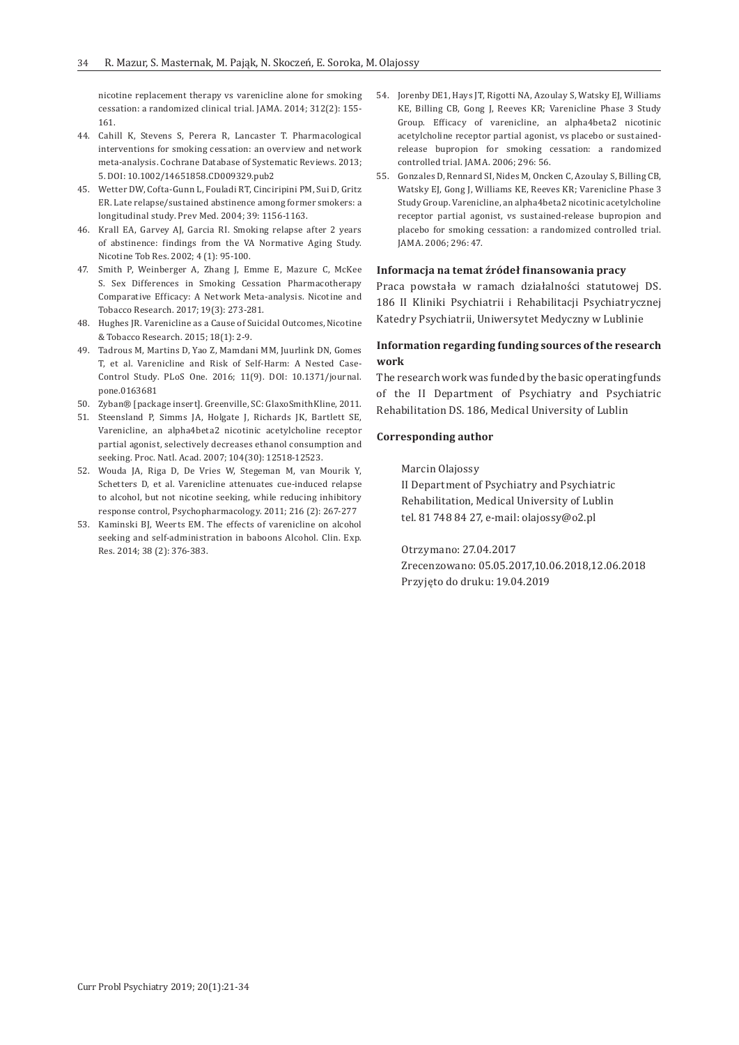nicotine replacement therapy vs varenicline alone for smoking cessation: a randomized clinical trial. JAMA. 2014; 312(2): 155-161.

44. Cahill K, Stevens S, Perera R, Lancaster T. Pharmacological interventions for smoking cessation: an overview and network meta-analysis. Cochrane Database of Systematic Reviews. 2013; 5. DOI: 10.1002/14651858.CD009329.pub2
45. Wetter DW, Cofta-Gunn L, Fouladi RT, Cinciripini PM, Sui D, Gritz ER. Late relapse/sustained abstinence among former smokers: a longitudinal study. Prev Med. 2004; 39: 1156-1163.
46. Krall EA, Garvey AJ, Garcia RI. Smoking relapse after 2 years of abstinence: findings from the VA Normative Aging Study. Nicotine Tob Res. 2002; 4 (1): 95-100.
47. Smith P, Weinberger A, Zhang J, Emme E, Mazure C, McKee S. Sex Differences in Smoking Cessation Pharmacotherapy Comparative Efficacy: A Network Meta-analysis. Nicotine and Tobacco Research. 2017; 19(3): 273-281.
48. Hughes JR. Varenicline as a Cause of Suicidal Outcomes, Nicotine & Tobacco Research. 2015; 18(1): 2-9.
49. Tadrous M, Martins D, Yao Z, Mamdani MM, Juurlink DN, Gomes T, et al. Varenicline and Risk of Self-Harm: A Nested Case-Control Study. PLoS One. 2016; 11(9). DOI: 10.1371/journal.pone.0163681
50. Zyban® [package insert]. Greenville, SC: GlaxoSmithKline, 2011.
51. Steensland P, Simms JA, Holgate J, Richards JK, Bartlett SE, Varenicline, an alpha4beta2 nicotinic acetylcholine receptor partial agonist, selectively decreases ethanol consumption and seeking. Proc. Natl. Acad. 2007; 104(30): 12518-12523.
52. Wouda JA, Riga D, De Vries W, Stegeman M, van Mourik Y, Schetters D, et al. Varenicline attenuates cue-induced relapse to alcohol, but not nicotine seeking, while reducing inhibitory response control, Psychopharmacology. 2011; 216 (2): 267-277
53. Kaminski BJ, Weerts EM. The effects of varenicline on alcohol seeking and self-administration in baboons Alcohol. Clin. Exp. Res. 2014; 38 (2): 376-383.
54. Jorenby DE1, Hays JT, Rigotti NA, Azoulay S, Watsky EJ, Williams KE, Billing CB, Gong J, Reeves KR; Varenicline Phase 3 Study Group. Efficacy of varenicline, an alpha4beta2 nicotinic acetylcholine receptor partial agonist, vs placebo or sustained-release bupropion for smoking cessation: a randomized controlled trial. JAMA. 2006; 296: 56.
55. Gonzales D, Rennard SI, Nides M, Oncken C, Azoulay S, Billing CB, Watsky EJ, Gong J, Williams KE, Reeves KR; Varenicline Phase 3 Study Group. Varenicline, an alpha4beta2 nicotinic acetylcholine receptor partial agonist, vs sustained-release bupropion and placebo for smoking cessation: a randomized controlled trial. JAMA. 2006; 296: 47.

#### Informacja na temat źródeł finansowania pracy

Praca powstała w ramach działalności statutowej DS. 186 II Kliniki Psychiatrii i Rehabilitacji Psychiatrycznej Katedry Psychiatrii, Uniwersytet Medyczny w Lublinie

#### Information regarding funding sources of the research work

The research work was funded by the basic operating funds of the II Department of Psychiatry and Psychiatric Rehabilitation DS. 186, Medical University of Lublin

#### Corresponding author

Marcin Olajossy
II Department of Psychiatry and Psychiatric Rehabilitation, Medical University of Lublin
tel. 81 748 84 27, e-mail: olajossy@o2.pl

Otrzymano: 27.04.2017
Zrecenzowano: 05.05.2017,10.06.2018,12.06.2018
Przyjęto do druku: 19.04.2019